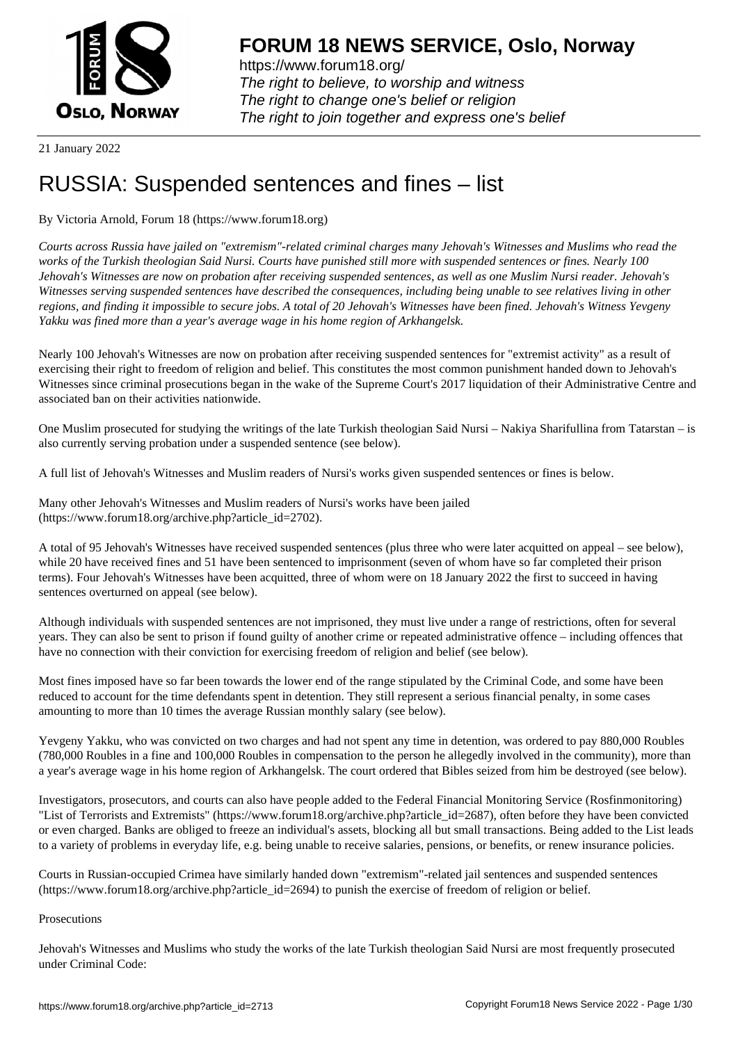**FORUM 18 NEWS SERVICE, Oslo, Norway**

https://www.forum18.org/
*The right to believe, to worship and witness*
*The right to change one's belief or religion*
*The right to join together and express one's belief*

21 January 2022

# RUSSIA: Suspended sentences and fines – list

By Victoria Arnold, Forum 18 (https://www.forum18.org)

*Courts across Russia have jailed on "extremism"-related criminal charges many Jehovah's Witnesses and Muslims who read the works of the Turkish theologian Said Nursi. Courts have punished still more with suspended sentences or fines. Nearly 100 Jehovah's Witnesses are now on probation after receiving suspended sentences, as well as one Muslim Nursi reader. Jehovah's Witnesses serving suspended sentences have described the consequences, including being unable to see relatives living in other regions, and finding it impossible to secure jobs. A total of 20 Jehovah's Witnesses have been fined. Jehovah's Witness Yevgeny Yakku was fined more than a year's average wage in his home region of Arkhangelsk.*

Nearly 100 Jehovah's Witnesses are now on probation after receiving suspended sentences for "extremist activity" as a result of exercising their right to freedom of religion and belief. This constitutes the most common punishment handed down to Jehovah's Witnesses since criminal prosecutions began in the wake of the Supreme Court's 2017 liquidation of their Administrative Centre and associated ban on their activities nationwide.

One Muslim prosecuted for studying the writings of the late Turkish theologian Said Nursi – Nakiya Sharifullina from Tatarstan – is also currently serving probation under a suspended sentence (see below).

A full list of Jehovah's Witnesses and Muslim readers of Nursi's works given suspended sentences or fines is below.

Many other Jehovah's Witnesses and Muslim readers of Nursi's works have been jailed (https://www.forum18.org/archive.php?article_id=2702).

A total of 95 Jehovah's Witnesses have received suspended sentences (plus three who were later acquitted on appeal – see below), while 20 have received fines and 51 have been sentenced to imprisonment (seven of whom have so far completed their prison terms). Four Jehovah's Witnesses have been acquitted, three of whom were on 18 January 2022 the first to succeed in having sentences overturned on appeal (see below).

Although individuals with suspended sentences are not imprisoned, they must live under a range of restrictions, often for several years. They can also be sent to prison if found guilty of another crime or repeated administrative offence – including offences that have no connection with their conviction for exercising freedom of religion and belief (see below).

Most fines imposed have so far been towards the lower end of the range stipulated by the Criminal Code, and some have been reduced to account for the time defendants spent in detention. They still represent a serious financial penalty, in some cases amounting to more than 10 times the average Russian monthly salary (see below).

Yevgeny Yakku, who was convicted on two charges and had not spent any time in detention, was ordered to pay 880,000 Roubles (780,000 Roubles in a fine and 100,000 Roubles in compensation to the person he allegedly involved in the community), more than a year's average wage in his home region of Arkhangelsk. The court ordered that Bibles seized from him be destroyed (see below).

Investigators, prosecutors, and courts can also have people added to the Federal Financial Monitoring Service (Rosfinmonitoring) "List of Terrorists and Extremists" (https://www.forum18.org/archive.php?article_id=2687), often before they have been convicted or even charged. Banks are obliged to freeze an individual's assets, blocking all but small transactions. Being added to the List leads to a variety of problems in everyday life, e.g. being unable to receive salaries, pensions, or benefits, or renew insurance policies.

Courts in Russian-occupied Crimea have similarly handed down "extremism"-related jail sentences and suspended sentences (https://www.forum18.org/archive.php?article_id=2694) to punish the exercise of freedom of religion or belief.

Prosecutions

Jehovah's Witnesses and Muslims who study the works of the late Turkish theologian Said Nursi are most frequently prosecuted under Criminal Code: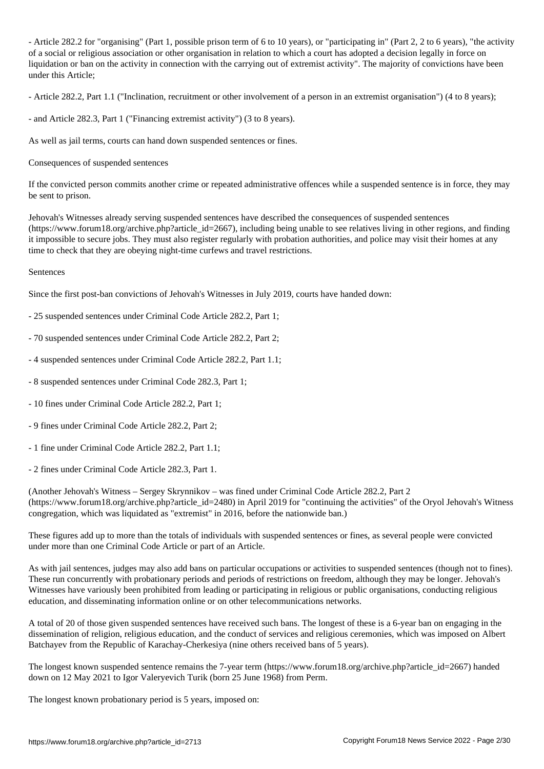- Article 282.2 for "organising" (Part 1, possible prison term of 6 to 10 years), or "participating in" (Part 2, 2 to 6 years), "the activity of a social or religious association or other organisation in relation to which a court has adopted a decision legally in force on liquidation or ban on the activity in connection with the carrying out of extremist activity". The majority of convictions have been under this Article;

- Article 282.2, Part 1.1 ("Inclination, recruitment or other involvement of a person in an extremist organisation") (4 to 8 years);

- and Article 282.3, Part 1 ("Financing extremist activity") (3 to 8 years).

As well as jail terms, courts can hand down suspended sentences or fines.

Consequences of suspended sentences

If the convicted person commits another crime or repeated administrative offences while a suspended sentence is in force, they may be sent to prison.

Jehovah's Witnesses already serving suspended sentences have described the consequences of suspended sentences (https://www.forum18.org/archive.php?article_id=2667), including being unable to see relatives living in other regions, and finding it impossible to secure jobs. They must also register regularly with probation authorities, and police may visit their homes at any time to check that they are obeying night-time curfews and travel restrictions.

Sentences

Since the first post-ban convictions of Jehovah's Witnesses in July 2019, courts have handed down:

- 25 suspended sentences under Criminal Code Article 282.2, Part 1;

- 70 suspended sentences under Criminal Code Article 282.2, Part 2;

- 4 suspended sentences under Criminal Code Article 282.2, Part 1.1;

- 8 suspended sentences under Criminal Code 282.3, Part 1;

- 10 fines under Criminal Code Article 282.2, Part 1;

- 9 fines under Criminal Code Article 282.2, Part 2;

- 1 fine under Criminal Code Article 282.2, Part 1.1;

- 2 fines under Criminal Code Article 282.3, Part 1.

(Another Jehovah's Witness – Sergey Skrynnikov – was fined under Criminal Code Article 282.2, Part 2 (https://www.forum18.org/archive.php?article_id=2480) in April 2019 for "continuing the activities" of the Oryol Jehovah's Witness congregation, which was liquidated as "extremist" in 2016, before the nationwide ban.)

These figures add up to more than the totals of individuals with suspended sentences or fines, as several people were convicted under more than one Criminal Code Article or part of an Article.

As with jail sentences, judges may also add bans on particular occupations or activities to suspended sentences (though not to fines). These run concurrently with probationary periods and periods of restrictions on freedom, although they may be longer. Jehovah's Witnesses have variously been prohibited from leading or participating in religious or public organisations, conducting religious education, and disseminating information online or on other telecommunications networks.

A total of 20 of those given suspended sentences have received such bans. The longest of these is a 6-year ban on engaging in the dissemination of religion, religious education, and the conduct of services and religious ceremonies, which was imposed on Albert Batchayev from the Republic of Karachay-Cherkesiya (nine others received bans of 5 years).

The longest known suspended sentence remains the 7-year term (https://www.forum18.org/archive.php?article_id=2667) handed down on 12 May 2021 to Igor Valeryevich Turik (born 25 June 1968) from Perm.

The longest known probationary period is 5 years, imposed on: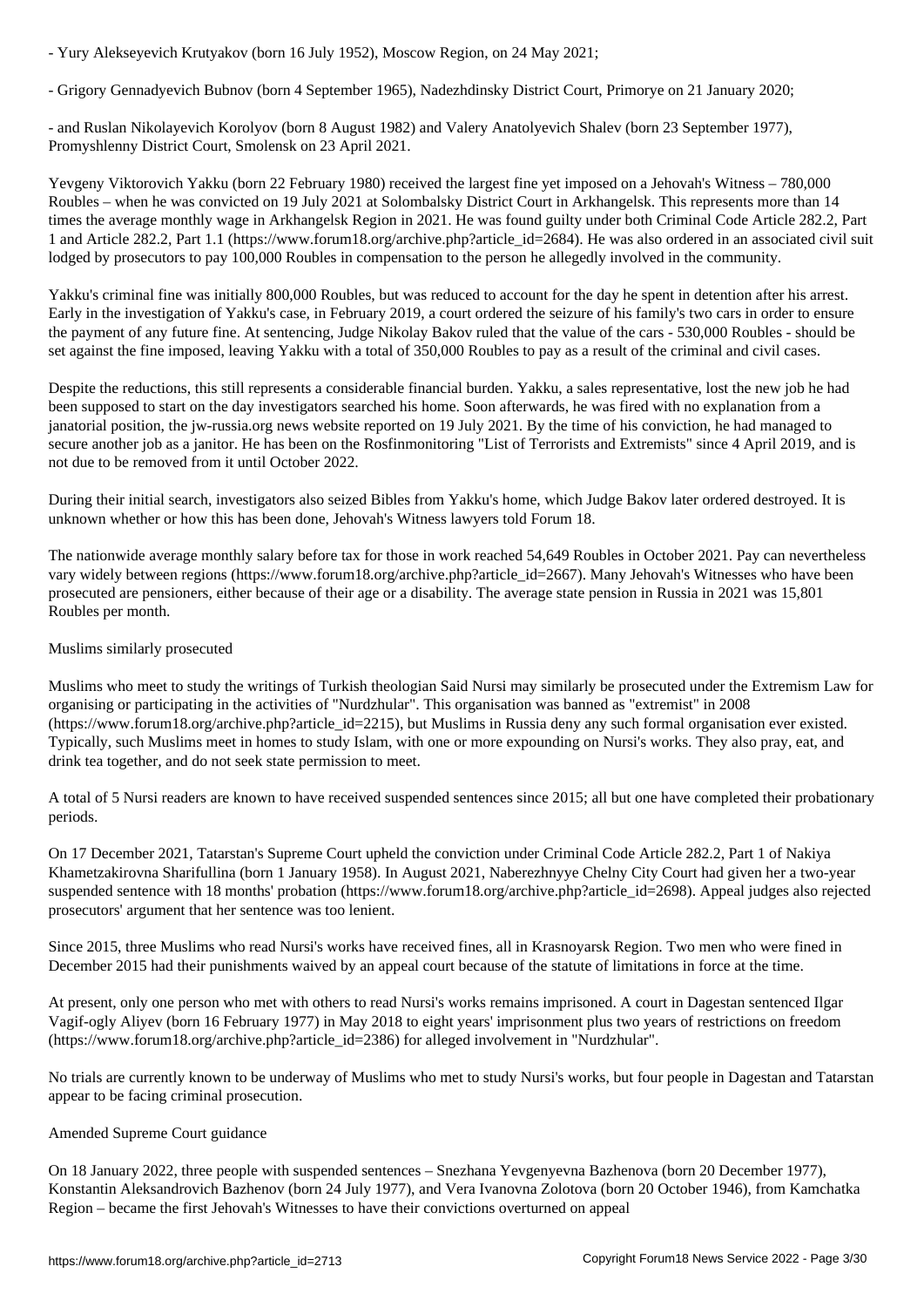- Yury Alekseyevich Krutyakov (born 16 July 1952), Moscow Region, on 24 May 2021;

- Grigory Gennadyevich Bubnov (born 4 September 1965), Nadezhdinsky District Court, Primorye on 21 January 2020;

- and Ruslan Nikolayevich Korolyov (born 8 August 1982) and Valery Anatolyevich Shalev (born 23 September 1977), Promyshlenny District Court, Smolensk on 23 April 2021.

Yevgeny Viktorovich Yakku (born 22 February 1980) received the largest fine yet imposed on a Jehovah's Witness – 780,000 Roubles – when he was convicted on 19 July 2021 at Solombalsky District Court in Arkhangelsk. This represents more than 14 times the average monthly wage in Arkhangelsk Region in 2021. He was found guilty under both Criminal Code Article 282.2, Part 1 and Article 282.2, Part 1.1 (https://www.forum18.org/archive.php?article_id=2684). He was also ordered in an associated civil suit lodged by prosecutors to pay 100,000 Roubles in compensation to the person he allegedly involved in the community.

Yakku's criminal fine was initially 800,000 Roubles, but was reduced to account for the day he spent in detention after his arrest. Early in the investigation of Yakku's case, in February 2019, a court ordered the seizure of his family's two cars in order to ensure the payment of any future fine. At sentencing, Judge Nikolay Bakov ruled that the value of the cars - 530,000 Roubles - should be set against the fine imposed, leaving Yakku with a total of 350,000 Roubles to pay as a result of the criminal and civil cases.

Despite the reductions, this still represents a considerable financial burden. Yakku, a sales representative, lost the new job he had been supposed to start on the day investigators searched his home. Soon afterwards, he was fired with no explanation from a janatorial position, the jw-russia.org news website reported on 19 July 2021. By the time of his conviction, he had managed to secure another job as a janitor. He has been on the Rosfinmonitoring "List of Terrorists and Extremists" since 4 April 2019, and is not due to be removed from it until October 2022.

During their initial search, investigators also seized Bibles from Yakku's home, which Judge Bakov later ordered destroyed. It is unknown whether or how this has been done, Jehovah's Witness lawyers told Forum 18.

The nationwide average monthly salary before tax for those in work reached 54,649 Roubles in October 2021. Pay can nevertheless vary widely between regions (https://www.forum18.org/archive.php?article_id=2667). Many Jehovah's Witnesses who have been prosecuted are pensioners, either because of their age or a disability. The average state pension in Russia in 2021 was 15,801 Roubles per month.

Muslims similarly prosecuted

Muslims who meet to study the writings of Turkish theologian Said Nursi may similarly be prosecuted under the Extremism Law for organising or participating in the activities of "Nurdzhular". This organisation was banned as "extremist" in 2008 (https://www.forum18.org/archive.php?article_id=2215), but Muslims in Russia deny any such formal organisation ever existed. Typically, such Muslims meet in homes to study Islam, with one or more expounding on Nursi's works. They also pray, eat, and drink tea together, and do not seek state permission to meet.

A total of 5 Nursi readers are known to have received suspended sentences since 2015; all but one have completed their probationary periods.

On 17 December 2021, Tatarstan's Supreme Court upheld the conviction under Criminal Code Article 282.2, Part 1 of Nakiya Khametzakirovna Sharifullina (born 1 January 1958). In August 2021, Naberezhnyye Chelny City Court had given her a two-year suspended sentence with 18 months' probation (https://www.forum18.org/archive.php?article_id=2698). Appeal judges also rejected prosecutors' argument that her sentence was too lenient.

Since 2015, three Muslims who read Nursi's works have received fines, all in Krasnoyarsk Region. Two men who were fined in December 2015 had their punishments waived by an appeal court because of the statute of limitations in force at the time.

At present, only one person who met with others to read Nursi's works remains imprisoned. A court in Dagestan sentenced Ilgar Vagif-ogly Aliyev (born 16 February 1977) in May 2018 to eight years' imprisonment plus two years of restrictions on freedom (https://www.forum18.org/archive.php?article_id=2386) for alleged involvement in "Nurdzhular".

No trials are currently known to be underway of Muslims who met to study Nursi's works, but four people in Dagestan and Tatarstan appear to be facing criminal prosecution.

Amended Supreme Court guidance

On 18 January 2022, three people with suspended sentences – Snezhana Yevgenyevna Bazhenova (born 20 December 1977), Konstantin Aleksandrovich Bazhenov (born 24 July 1977), and Vera Ivanovna Zolotova (born 20 October 1946), from Kamchatka Region – became the first Jehovah's Witnesses to have their convictions overturned on appeal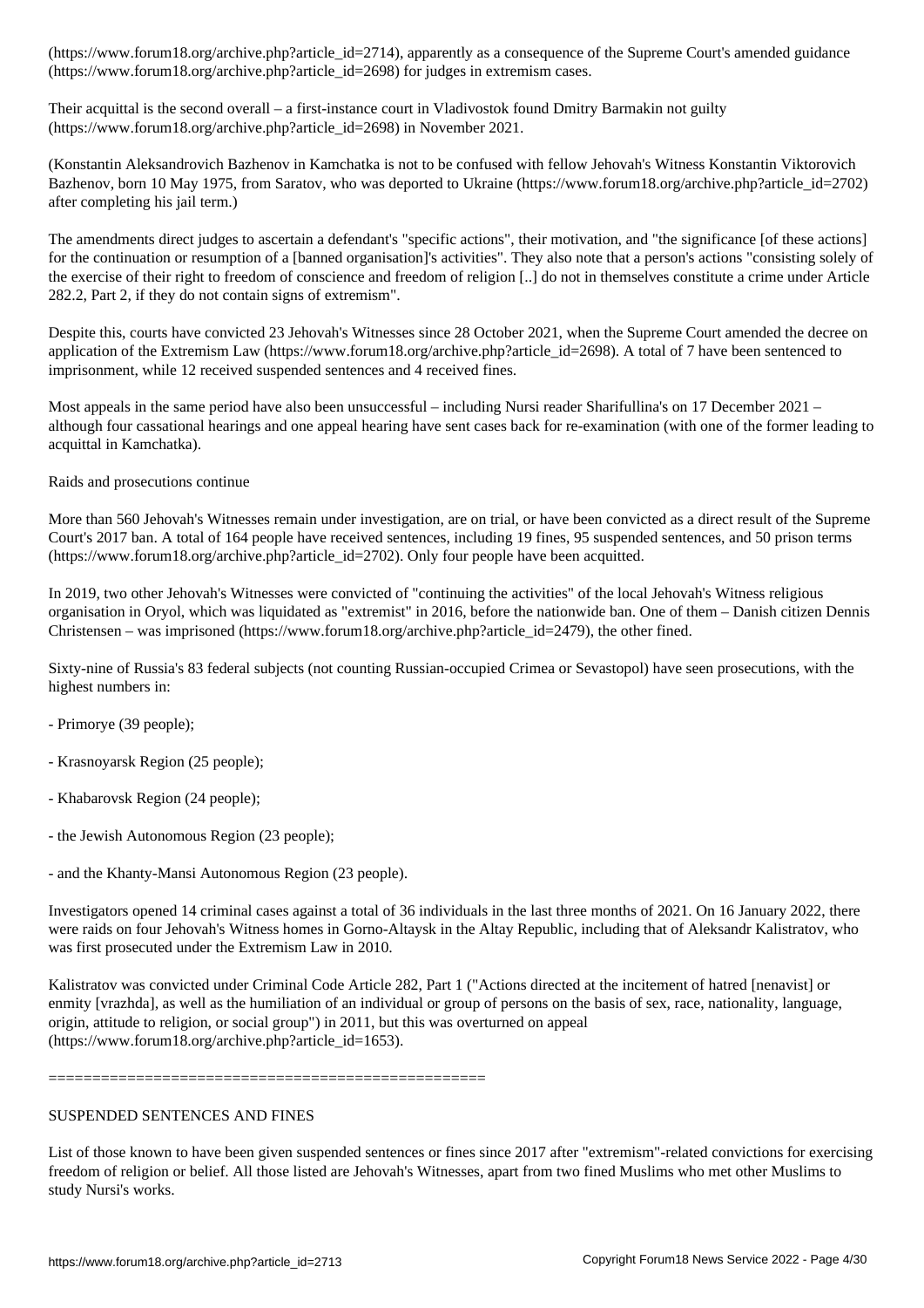(https://www.forum18.org/archive.php?article_id=2714), apparently as a consequence of the Supreme Court's amended guidance (https://www.forum18.org/archive.php?article_id=2698) for judges in extremism cases.

Their acquittal is the second overall – a first-instance court in Vladivostok found Dmitry Barmakin not guilty (https://www.forum18.org/archive.php?article_id=2698) in November 2021.

(Konstantin Aleksandrovich Bazhenov in Kamchatka is not to be confused with fellow Jehovah's Witness Konstantin Viktorovich Bazhenov, born 10 May 1975, from Saratov, who was deported to Ukraine (https://www.forum18.org/archive.php?article_id=2702) after completing his jail term.)

The amendments direct judges to ascertain a defendant's "specific actions", their motivation, and "the significance [of these actions] for the continuation or resumption of a [banned organisation]'s activities". They also note that a person's actions "consisting solely of the exercise of their right to freedom of conscience and freedom of religion [..] do not in themselves constitute a crime under Article 282.2, Part 2, if they do not contain signs of extremism".

Despite this, courts have convicted 23 Jehovah's Witnesses since 28 October 2021, when the Supreme Court amended the decree on application of the Extremism Law (https://www.forum18.org/archive.php?article_id=2698). A total of 7 have been sentenced to imprisonment, while 12 received suspended sentences and 4 received fines.

Most appeals in the same period have also been unsuccessful – including Nursi reader Sharifullina's on 17 December 2021 – although four cassational hearings and one appeal hearing have sent cases back for re-examination (with one of the former leading to acquittal in Kamchatka).

Raids and prosecutions continue

More than 560 Jehovah's Witnesses remain under investigation, are on trial, or have been convicted as a direct result of the Supreme Court's 2017 ban. A total of 164 people have received sentences, including 19 fines, 95 suspended sentences, and 50 prison terms (https://www.forum18.org/archive.php?article_id=2702). Only four people have been acquitted.

In 2019, two other Jehovah's Witnesses were convicted of "continuing the activities" of the local Jehovah's Witness religious organisation in Oryol, which was liquidated as "extremist" in 2016, before the nationwide ban. One of them – Danish citizen Dennis Christensen – was imprisoned (https://www.forum18.org/archive.php?article_id=2479), the other fined.

Sixty-nine of Russia's 83 federal subjects (not counting Russian-occupied Crimea or Sevastopol) have seen prosecutions, with the highest numbers in:

- Primorye (39 people);

- Krasnoyarsk Region (25 people);

- Khabarovsk Region (24 people);

- the Jewish Autonomous Region (23 people);

- and the Khanty-Mansi Autonomous Region (23 people).

Investigators opened 14 criminal cases against a total of 36 individuals in the last three months of 2021. On 16 January 2022, there were raids on four Jehovah's Witness homes in Gorno-Altaysk in the Altay Republic, including that of Aleksandr Kalistratov, who was first prosecuted under the Extremism Law in 2010.

Kalistratov was convicted under Criminal Code Article 282, Part 1 ("Actions directed at the incitement of hatred [nenavist] or enmity [vrazhda], as well as the humiliation of an individual or group of persons on the basis of sex, race, nationality, language, origin, attitude to religion, or social group") in 2011, but this was overturned on appeal (https://www.forum18.org/archive.php?article_id=1653).

==================================================

SUSPENDED SENTENCES AND FINES

List of those known to have been given suspended sentences or fines since 2017 after "extremism"-related convictions for exercising freedom of religion or belief. All those listed are Jehovah's Witnesses, apart from two fined Muslims who met other Muslims to study Nursi's works.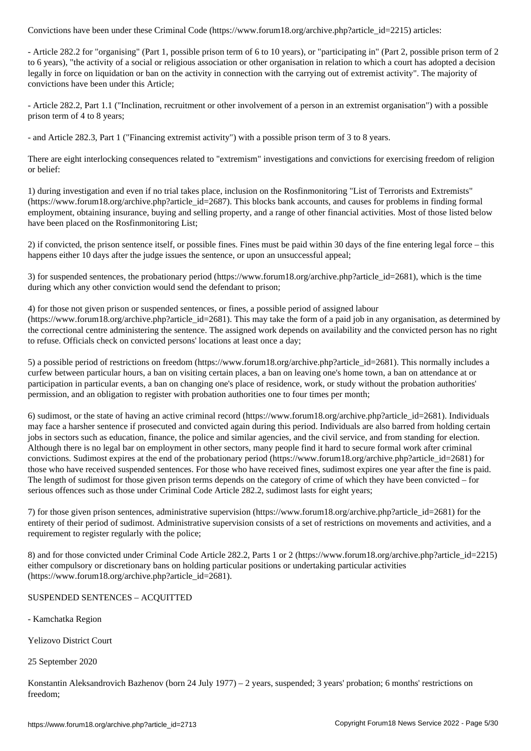Convictions have been under these Criminal Code (https://www.forum18.org/archive.php?article_id=2215) articles:

- Article 282.2 for "organising" (Part 1, possible prison term of 6 to 10 years), or "participating in" (Part 2, possible prison term of 2 to 6 years), "the activity of a social or religious association or other organisation in relation to which a court has adopted a decision legally in force on liquidation or ban on the activity in connection with the carrying out of extremist activity". The majority of convictions have been under this Article;

- Article 282.2, Part 1.1 ("Inclination, recruitment or other involvement of a person in an extremist organisation") with a possible prison term of 4 to 8 years;

- and Article 282.3, Part 1 ("Financing extremist activity") with a possible prison term of 3 to 8 years.

There are eight interlocking consequences related to "extremism" investigations and convictions for exercising freedom of religion or belief:

1) during investigation and even if no trial takes place, inclusion on the Rosfinmonitoring "List of Terrorists and Extremists" (https://www.forum18.org/archive.php?article_id=2687). This blocks bank accounts, and causes for problems in finding formal employment, obtaining insurance, buying and selling property, and a range of other financial activities. Most of those listed below have been placed on the Rosfinmonitoring List;

2) if convicted, the prison sentence itself, or possible fines. Fines must be paid within 30 days of the fine entering legal force – this happens either 10 days after the judge issues the sentence, or upon an unsuccessful appeal;

3) for suspended sentences, the probationary period (https://www.forum18.org/archive.php?article_id=2681), which is the time during which any other conviction would send the defendant to prison;

4) for those not given prison or suspended sentences, or fines, a possible period of assigned labour (https://www.forum18.org/archive.php?article_id=2681). This may take the form of a paid job in any organisation, as determined by the correctional centre administering the sentence. The assigned work depends on availability and the convicted person has no right to refuse. Officials check on convicted persons' locations at least once a day;

5) a possible period of restrictions on freedom (https://www.forum18.org/archive.php?article_id=2681). This normally includes a curfew between particular hours, a ban on visiting certain places, a ban on leaving one's home town, a ban on attendance at or participation in particular events, a ban on changing one's place of residence, work, or study without the probation authorities' permission, and an obligation to register with probation authorities one to four times per month;

6) sudimost, or the state of having an active criminal record (https://www.forum18.org/archive.php?article_id=2681). Individuals may face a harsher sentence if prosecuted and convicted again during this period. Individuals are also barred from holding certain jobs in sectors such as education, finance, the police and similar agencies, and the civil service, and from standing for election. Although there is no legal bar on employment in other sectors, many people find it hard to secure formal work after criminal convictions. Sudimost expires at the end of the probationary period (https://www.forum18.org/archive.php?article_id=2681) for those who have received suspended sentences. For those who have received fines, sudimost expires one year after the fine is paid. The length of sudimost for those given prison terms depends on the category of crime of which they have been convicted – for serious offences such as those under Criminal Code Article 282.2, sudimost lasts for eight years;

7) for those given prison sentences, administrative supervision (https://www.forum18.org/archive.php?article_id=2681) for the entirety of their period of sudimost. Administrative supervision consists of a set of restrictions on movements and activities, and a requirement to register regularly with the police;

8) and for those convicted under Criminal Code Article 282.2, Parts 1 or 2 (https://www.forum18.org/archive.php?article_id=2215) either compulsory or discretionary bans on holding particular positions or undertaking particular activities (https://www.forum18.org/archive.php?article_id=2681).

SUSPENDED SENTENCES – ACQUITTED

- Kamchatka Region

Yelizovo District Court

25 September 2020

Konstantin Aleksandrovich Bazhenov (born 24 July 1977) – 2 years, suspended; 3 years' probation; 6 months' restrictions on freedom;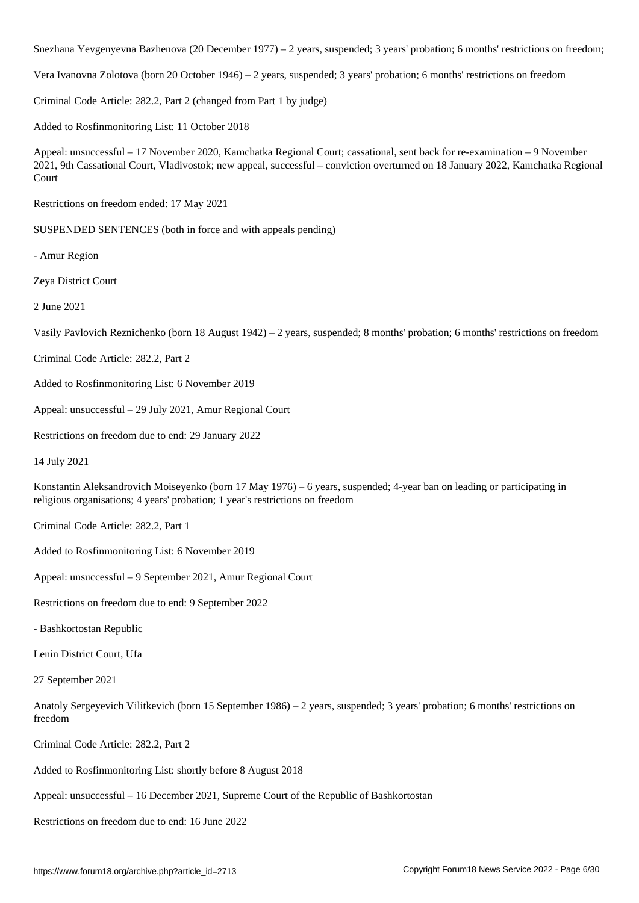Snezhana Yevgenyevna Bazhenova (20 December 1977) – 2 years, suspended; 3 years' probation; 6 months' restrictions on freedom;

Vera Ivanovna Zolotova (born 20 October 1946) – 2 years, suspended; 3 years' probation; 6 months' restrictions on freedom

Criminal Code Article: 282.2, Part 2 (changed from Part 1 by judge)

Added to Rosfinmonitoring List: 11 October 2018

Appeal: unsuccessful – 17 November 2020, Kamchatka Regional Court; cassational, sent back for re-examination – 9 November 2021, 9th Cassational Court, Vladivostok; new appeal, successful – conviction overturned on 18 January 2022, Kamchatka Regional Court

Restrictions on freedom ended: 17 May 2021

SUSPENDED SENTENCES (both in force and with appeals pending)

- Amur Region

Zeya District Court

2 June 2021

Vasily Pavlovich Reznichenko (born 18 August 1942) – 2 years, suspended; 8 months' probation; 6 months' restrictions on freedom

Criminal Code Article: 282.2, Part 2

Added to Rosfinmonitoring List: 6 November 2019

Appeal: unsuccessful – 29 July 2021, Amur Regional Court

Restrictions on freedom due to end: 29 January 2022

14 July 2021

Konstantin Aleksandrovich Moiseyenko (born 17 May 1976) – 6 years, suspended; 4-year ban on leading or participating in religious organisations; 4 years' probation; 1 year's restrictions on freedom

Criminal Code Article: 282.2, Part 1

Added to Rosfinmonitoring List: 6 November 2019

Appeal: unsuccessful – 9 September 2021, Amur Regional Court

Restrictions on freedom due to end: 9 September 2022

- Bashkortostan Republic

Lenin District Court, Ufa

27 September 2021

Anatoly Sergeyevich Vilitkevich (born 15 September 1986) – 2 years, suspended; 3 years' probation; 6 months' restrictions on freedom

Criminal Code Article: 282.2, Part 2

Added to Rosfinmonitoring List: shortly before 8 August 2018

Appeal: unsuccessful – 16 December 2021, Supreme Court of the Republic of Bashkortostan

Restrictions on freedom due to end: 16 June 2022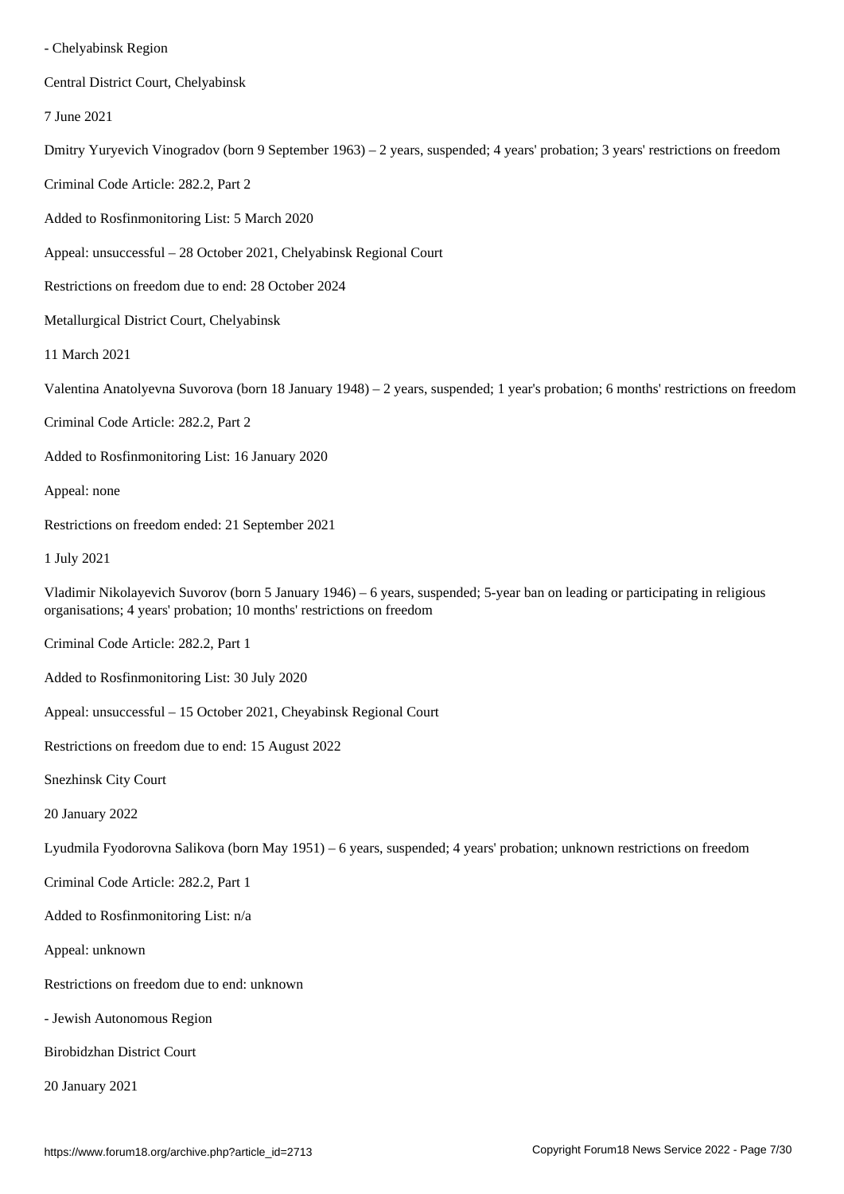- Chelyabinsk Region

Central District Court, Chelyabinsk

7 June 2021

Dmitry Yuryevich Vinogradov (born 9 September 1963) – 2 years, suspended; 4 years' probation; 3 years' restrictions on freedom

Criminal Code Article: 282.2, Part 2

Added to Rosfinmonitoring List: 5 March 2020

Appeal: unsuccessful – 28 October 2021, Chelyabinsk Regional Court

Restrictions on freedom due to end: 28 October 2024

Metallurgical District Court, Chelyabinsk

11 March 2021

Valentina Anatolyevna Suvorova (born 18 January 1948) – 2 years, suspended; 1 year's probation; 6 months' restrictions on freedom

Criminal Code Article: 282.2, Part 2

Added to Rosfinmonitoring List: 16 January 2020

Appeal: none

Restrictions on freedom ended: 21 September 2021

1 July 2021

Vladimir Nikolayevich Suvorov (born 5 January 1946) – 6 years, suspended; 5-year ban on leading or participating in religious organisations; 4 years' probation; 10 months' restrictions on freedom

Criminal Code Article: 282.2, Part 1

Added to Rosfinmonitoring List: 30 July 2020

Appeal: unsuccessful – 15 October 2021, Cheyabinsk Regional Court

Restrictions on freedom due to end: 15 August 2022

Snezhinsk City Court

20 January 2022

Lyudmila Fyodorovna Salikova (born May 1951) – 6 years, suspended; 4 years' probation; unknown restrictions on freedom

Criminal Code Article: 282.2, Part 1

Added to Rosfinmonitoring List: n/a

Appeal: unknown

Restrictions on freedom due to end: unknown

- Jewish Autonomous Region

Birobidzhan District Court

20 January 2021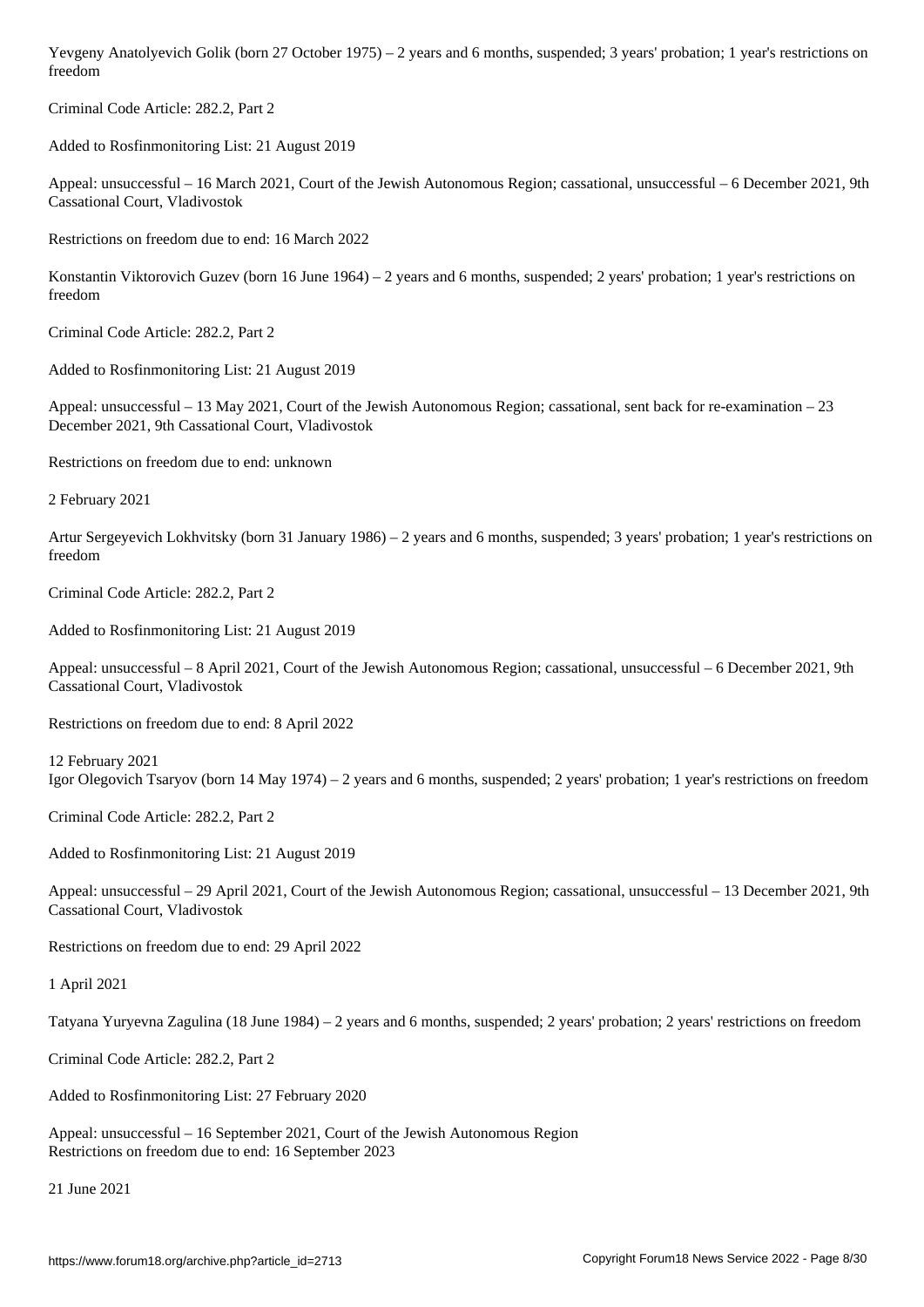Yevgeny Anatolyevich Golik (born 27 October 1975) – 2 years and 6 months, suspended; 3 years' probation; 1 year's restrictions on freedom

Criminal Code Article: 282.2, Part 2

Added to Rosfinmonitoring List: 21 August 2019

Appeal: unsuccessful – 16 March 2021, Court of the Jewish Autonomous Region; cassational, unsuccessful – 6 December 2021, 9th Cassational Court, Vladivostok

Restrictions on freedom due to end: 16 March 2022

Konstantin Viktorovich Guzev (born 16 June 1964) – 2 years and 6 months, suspended; 2 years' probation; 1 year's restrictions on freedom

Criminal Code Article: 282.2, Part 2

Added to Rosfinmonitoring List: 21 August 2019

Appeal: unsuccessful – 13 May 2021, Court of the Jewish Autonomous Region; cassational, sent back for re-examination – 23 December 2021, 9th Cassational Court, Vladivostok

Restrictions on freedom due to end: unknown

2 February 2021

Artur Sergeyevich Lokhvitsky (born 31 January 1986) – 2 years and 6 months, suspended; 3 years' probation; 1 year's restrictions on freedom

Criminal Code Article: 282.2, Part 2

Added to Rosfinmonitoring List: 21 August 2019

Appeal: unsuccessful – 8 April 2021, Court of the Jewish Autonomous Region; cassational, unsuccessful – 6 December 2021, 9th Cassational Court, Vladivostok

Restrictions on freedom due to end: 8 April 2022

12 February 2021

Igor Olegovich Tsaryov (born 14 May 1974) – 2 years and 6 months, suspended; 2 years' probation; 1 year's restrictions on freedom

Criminal Code Article: 282.2, Part 2

Added to Rosfinmonitoring List: 21 August 2019

Appeal: unsuccessful – 29 April 2021, Court of the Jewish Autonomous Region; cassational, unsuccessful – 13 December 2021, 9th Cassational Court, Vladivostok

Restrictions on freedom due to end: 29 April 2022

1 April 2021

Tatyana Yuryevna Zagulina (18 June 1984) – 2 years and 6 months, suspended; 2 years' probation; 2 years' restrictions on freedom

Criminal Code Article: 282.2, Part 2

Added to Rosfinmonitoring List: 27 February 2020

Appeal: unsuccessful – 16 September 2021, Court of the Jewish Autonomous Region

Restrictions on freedom due to end: 16 September 2023

21 June 2021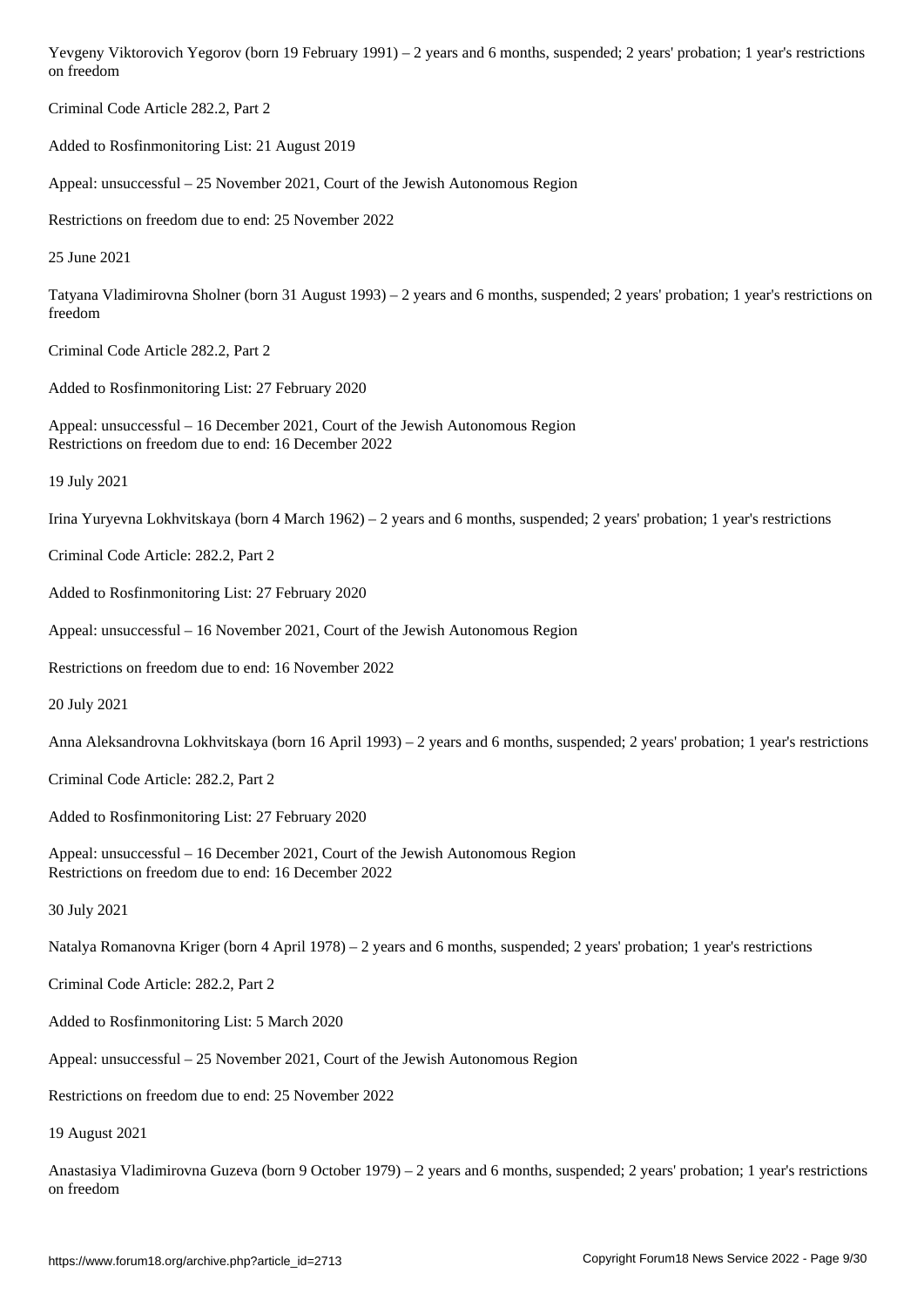Yevgeny Viktorovich Yegorov (born 19 February 1991) – 2 years and 6 months, suspended; 2 years' probation; 1 year's restrictions on freedom

Criminal Code Article 282.2, Part 2

Added to Rosfinmonitoring List: 21 August 2019

Appeal: unsuccessful – 25 November 2021, Court of the Jewish Autonomous Region

Restrictions on freedom due to end: 25 November 2022

25 June 2021

Tatyana Vladimirovna Sholner (born 31 August 1993) – 2 years and 6 months, suspended; 2 years' probation; 1 year's restrictions on freedom

Criminal Code Article 282.2, Part 2

Added to Rosfinmonitoring List: 27 February 2020

Appeal: unsuccessful – 16 December 2021, Court of the Jewish Autonomous Region
Restrictions on freedom due to end: 16 December 2022

19 July 2021

Irina Yuryevna Lokhvitskaya (born 4 March 1962) – 2 years and 6 months, suspended; 2 years' probation; 1 year's restrictions

Criminal Code Article: 282.2, Part 2

Added to Rosfinmonitoring List: 27 February 2020

Appeal: unsuccessful – 16 November 2021, Court of the Jewish Autonomous Region

Restrictions on freedom due to end: 16 November 2022

20 July 2021

Anna Aleksandrovna Lokhvitskaya (born 16 April 1993) – 2 years and 6 months, suspended; 2 years' probation; 1 year's restrictions

Criminal Code Article: 282.2, Part 2

Added to Rosfinmonitoring List: 27 February 2020

Appeal: unsuccessful – 16 December 2021, Court of the Jewish Autonomous Region
Restrictions on freedom due to end: 16 December 2022

30 July 2021

Natalya Romanovna Kriger (born 4 April 1978) – 2 years and 6 months, suspended; 2 years' probation; 1 year's restrictions

Criminal Code Article: 282.2, Part 2

Added to Rosfinmonitoring List: 5 March 2020

Appeal: unsuccessful – 25 November 2021, Court of the Jewish Autonomous Region

Restrictions on freedom due to end: 25 November 2022

19 August 2021

Anastasiya Vladimirovna Guzeva (born 9 October 1979) – 2 years and 6 months, suspended; 2 years' probation; 1 year's restrictions on freedom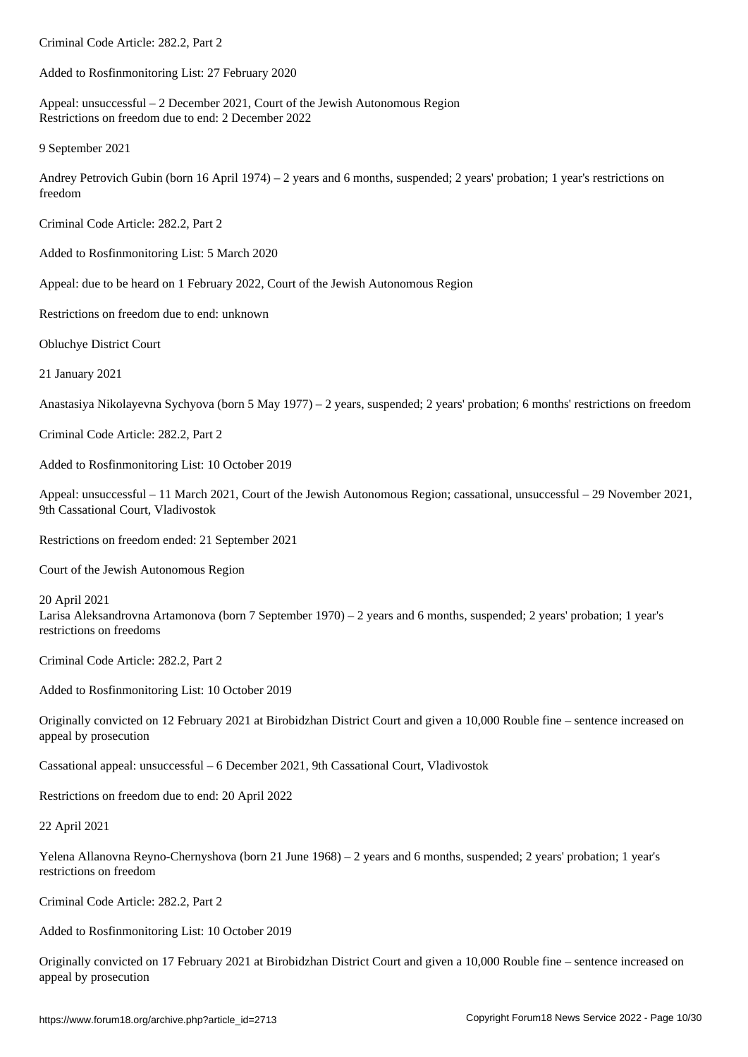Criminal Code Article: 282.2, Part 2

Added to Rosfinmonitoring List: 27 February 2020

Appeal: unsuccessful – 2 December 2021, Court of the Jewish Autonomous Region
Restrictions on freedom due to end: 2 December 2022

9 September 2021

Andrey Petrovich Gubin (born 16 April 1974) – 2 years and 6 months, suspended; 2 years' probation; 1 year's restrictions on freedom

Criminal Code Article: 282.2, Part 2

Added to Rosfinmonitoring List: 5 March 2020

Appeal: due to be heard on 1 February 2022, Court of the Jewish Autonomous Region

Restrictions on freedom due to end: unknown

Obluchye District Court

21 January 2021

Anastasiya Nikolayevna Sychyova (born 5 May 1977) – 2 years, suspended; 2 years' probation; 6 months' restrictions on freedom

Criminal Code Article: 282.2, Part 2

Added to Rosfinmonitoring List: 10 October 2019

Appeal: unsuccessful – 11 March 2021, Court of the Jewish Autonomous Region; cassational, unsuccessful – 29 November 2021, 9th Cassational Court, Vladivostok

Restrictions on freedom ended: 21 September 2021

Court of the Jewish Autonomous Region

20 April 2021
Larisa Aleksandrovna Artamonova (born 7 September 1970) – 2 years and 6 months, suspended; 2 years' probation; 1 year's restrictions on freedoms

Criminal Code Article: 282.2, Part 2

Added to Rosfinmonitoring List: 10 October 2019

Originally convicted on 12 February 2021 at Birobidzhan District Court and given a 10,000 Rouble fine – sentence increased on appeal by prosecution

Cassational appeal: unsuccessful – 6 December 2021, 9th Cassational Court, Vladivostok

Restrictions on freedom due to end: 20 April 2022

22 April 2021

Yelena Allanovna Reyno-Chernyshova (born 21 June 1968) – 2 years and 6 months, suspended; 2 years' probation; 1 year's restrictions on freedom

Criminal Code Article: 282.2, Part 2

Added to Rosfinmonitoring List: 10 October 2019

Originally convicted on 17 February 2021 at Birobidzhan District Court and given a 10,000 Rouble fine – sentence increased on appeal by prosecution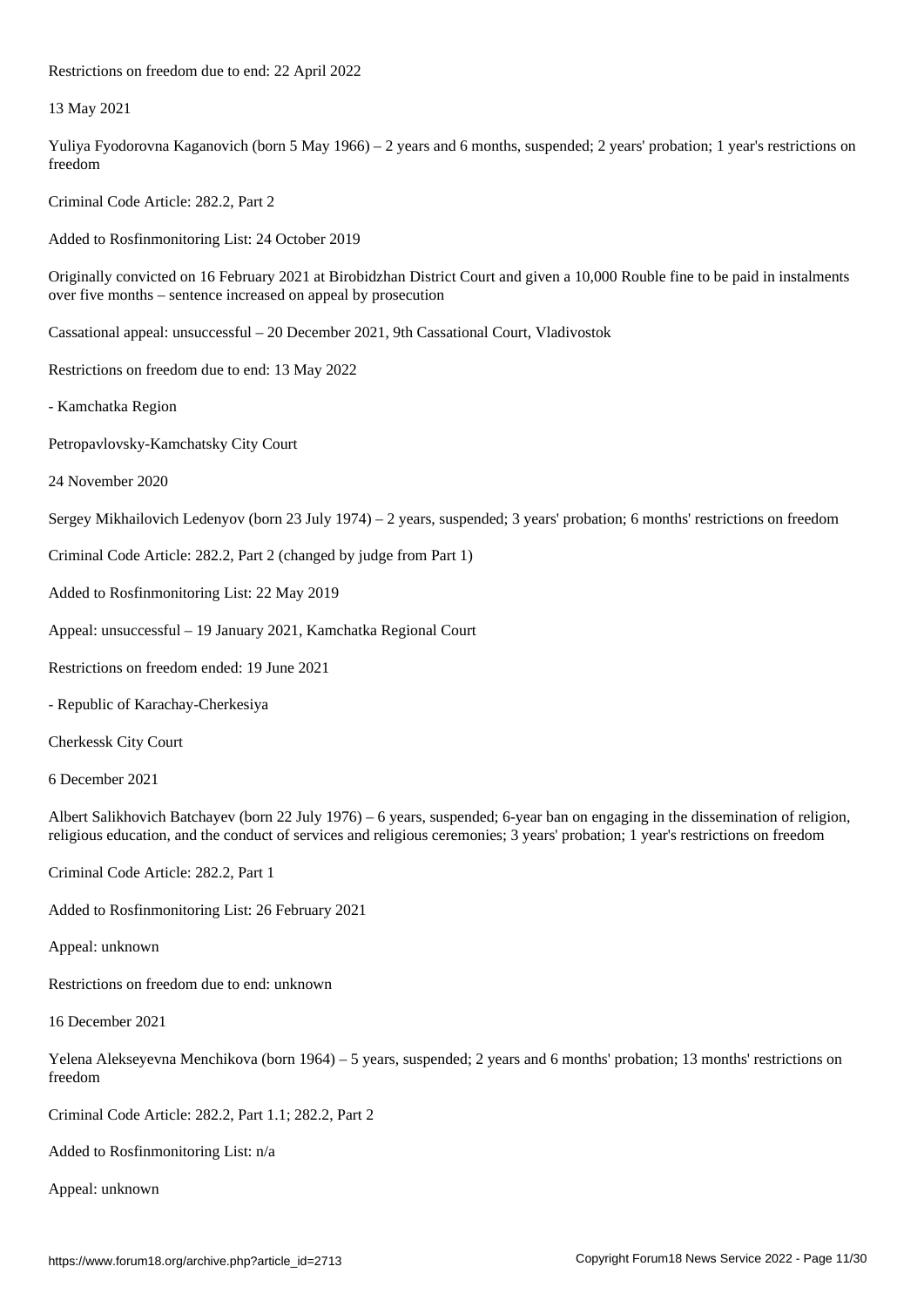Restrictions on freedom due to end: 22 April 2022

13 May 2021

Yuliya Fyodorovna Kaganovich (born 5 May 1966) – 2 years and 6 months, suspended; 2 years' probation; 1 year's restrictions on freedom

Criminal Code Article: 282.2, Part 2

Added to Rosfinmonitoring List: 24 October 2019

Originally convicted on 16 February 2021 at Birobidzhan District Court and given a 10,000 Rouble fine to be paid in instalments over five months – sentence increased on appeal by prosecution

Cassational appeal: unsuccessful – 20 December 2021, 9th Cassational Court, Vladivostok

Restrictions on freedom due to end: 13 May 2022

- Kamchatka Region

Petropavlovsky-Kamchatsky City Court

24 November 2020

Sergey Mikhailovich Ledenyov (born 23 July 1974) – 2 years, suspended; 3 years' probation; 6 months' restrictions on freedom

Criminal Code Article: 282.2, Part 2 (changed by judge from Part 1)

Added to Rosfinmonitoring List: 22 May 2019

Appeal: unsuccessful – 19 January 2021, Kamchatka Regional Court

Restrictions on freedom ended: 19 June 2021

- Republic of Karachay-Cherkesiya

Cherkessk City Court

6 December 2021

Albert Salikhovich Batchayev (born 22 July 1976) – 6 years, suspended; 6-year ban on engaging in the dissemination of religion, religious education, and the conduct of services and religious ceremonies; 3 years' probation; 1 year's restrictions on freedom

Criminal Code Article: 282.2, Part 1

Added to Rosfinmonitoring List: 26 February 2021

Appeal: unknown

Restrictions on freedom due to end: unknown

16 December 2021

Yelena Alekseyevna Menchikova (born 1964) – 5 years, suspended; 2 years and 6 months' probation; 13 months' restrictions on freedom

Criminal Code Article: 282.2, Part 1.1; 282.2, Part 2

Added to Rosfinmonitoring List: n/a

Appeal: unknown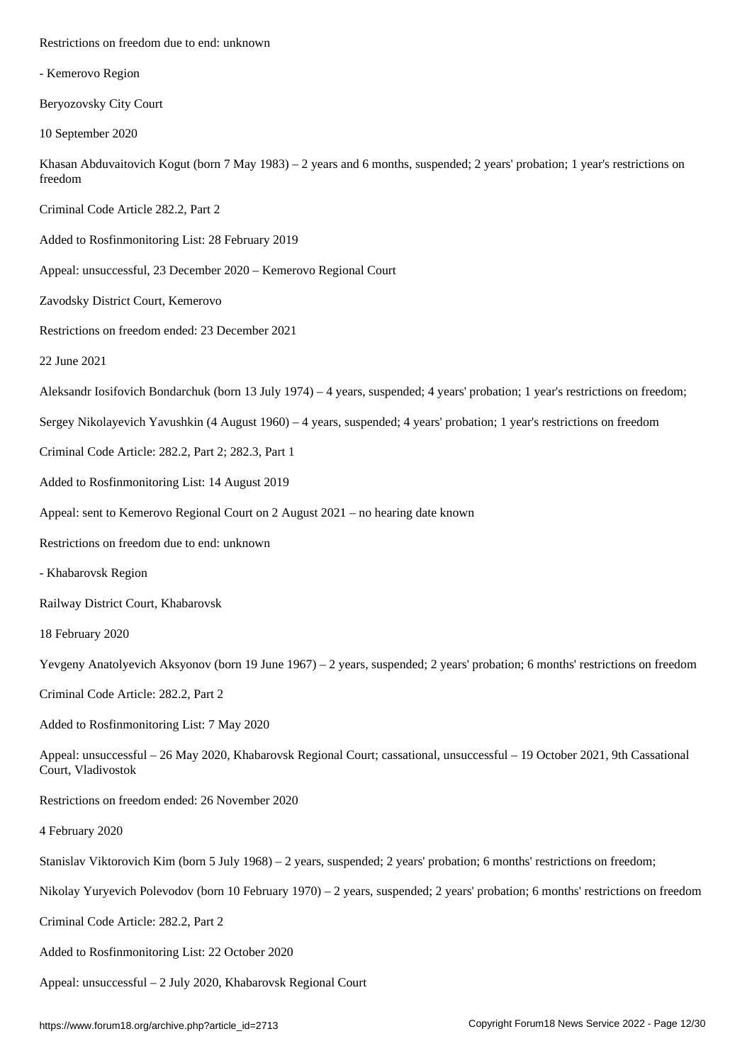Restrictions on freedom due to end: unknown

- Kemerovo Region

Beryozovsky City Court

10 September 2020

Khasan Abduvaitovich Kogut (born 7 May 1983) – 2 years and 6 months, suspended; 2 years' probation; 1 year's restrictions on freedom

Criminal Code Article 282.2, Part 2

Added to Rosfinmonitoring List: 28 February 2019

Appeal: unsuccessful, 23 December 2020 – Kemerovo Regional Court

Zavodsky District Court, Kemerovo

Restrictions on freedom ended: 23 December 2021

22 June 2021

Aleksandr Iosifovich Bondarchuk (born 13 July 1974) – 4 years, suspended; 4 years' probation; 1 year's restrictions on freedom;

Sergey Nikolayevich Yavushkin (4 August 1960) – 4 years, suspended; 4 years' probation; 1 year's restrictions on freedom

Criminal Code Article: 282.2, Part 2; 282.3, Part 1

Added to Rosfinmonitoring List: 14 August 2019

Appeal: sent to Kemerovo Regional Court on 2 August 2021 – no hearing date known

Restrictions on freedom due to end: unknown

- Khabarovsk Region

Railway District Court, Khabarovsk

18 February 2020

Yevgeny Anatolyevich Aksyonov (born 19 June 1967) – 2 years, suspended; 2 years' probation; 6 months' restrictions on freedom

Criminal Code Article: 282.2, Part 2

Added to Rosfinmonitoring List: 7 May 2020

Appeal: unsuccessful – 26 May 2020, Khabarovsk Regional Court; cassational, unsuccessful – 19 October 2021, 9th Cassational Court, Vladivostok

Restrictions on freedom ended: 26 November 2020

4 February 2020

Stanislav Viktorovich Kim (born 5 July 1968) – 2 years, suspended; 2 years' probation; 6 months' restrictions on freedom;

Nikolay Yuryevich Polevodov (born 10 February 1970) – 2 years, suspended; 2 years' probation; 6 months' restrictions on freedom

Criminal Code Article: 282.2, Part 2

Added to Rosfinmonitoring List: 22 October 2020

Appeal: unsuccessful – 2 July 2020, Khabarovsk Regional Court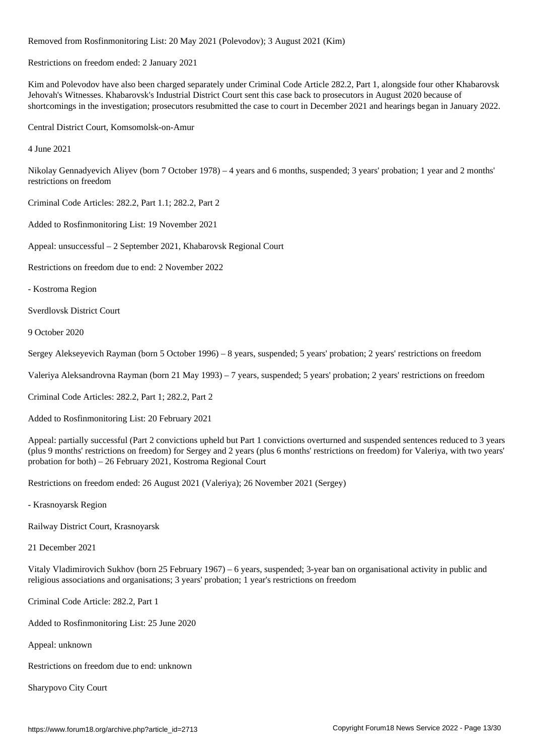Removed from Rosfinmonitoring List: 20 May 2021 (Polevodov); 3 August 2021 (Kim)

Restrictions on freedom ended: 2 January 2021

Kim and Polevodov have also been charged separately under Criminal Code Article 282.2, Part 1, alongside four other Khabarovsk Jehovah's Witnesses. Khabarovsk's Industrial District Court sent this case back to prosecutors in August 2020 because of shortcomings in the investigation; prosecutors resubmitted the case to court in December 2021 and hearings began in January 2022.

Central District Court, Komsomolsk-on-Amur

4 June 2021

Nikolay Gennadyevich Aliyev (born 7 October 1978) – 4 years and 6 months, suspended; 3 years' probation; 1 year and 2 months' restrictions on freedom

Criminal Code Articles: 282.2, Part 1.1; 282.2, Part 2

Added to Rosfinmonitoring List: 19 November 2021

Appeal: unsuccessful – 2 September 2021, Khabarovsk Regional Court

Restrictions on freedom due to end: 2 November 2022

- Kostroma Region

Sverdlovsk District Court

9 October 2020

Sergey Alekseyevich Rayman (born 5 October 1996) – 8 years, suspended; 5 years' probation; 2 years' restrictions on freedom

Valeriya Aleksandrovna Rayman (born 21 May 1993) – 7 years, suspended; 5 years' probation; 2 years' restrictions on freedom

Criminal Code Articles: 282.2, Part 1; 282.2, Part 2

Added to Rosfinmonitoring List: 20 February 2021

Appeal: partially successful (Part 2 convictions upheld but Part 1 convictions overturned and suspended sentences reduced to 3 years (plus 9 months' restrictions on freedom) for Sergey and 2 years (plus 6 months' restrictions on freedom) for Valeriya, with two years' probation for both) – 26 February 2021, Kostroma Regional Court

Restrictions on freedom ended: 26 August 2021 (Valeriya); 26 November 2021 (Sergey)

- Krasnoyarsk Region

Railway District Court, Krasnoyarsk

21 December 2021

Vitaly Vladimirovich Sukhov (born 25 February 1967) – 6 years, suspended; 3-year ban on organisational activity in public and religious associations and organisations; 3 years' probation; 1 year's restrictions on freedom

Criminal Code Article: 282.2, Part 1

Added to Rosfinmonitoring List: 25 June 2020

Appeal: unknown

Restrictions on freedom due to end: unknown

Sharypovo City Court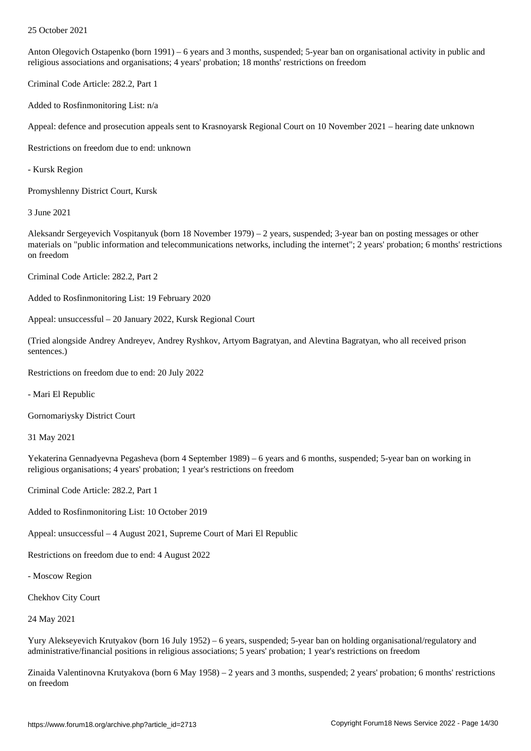25 October 2021

Anton Olegovich Ostapenko (born 1991) – 6 years and 3 months, suspended; 5-year ban on organisational activity in public and religious associations and organisations; 4 years' probation; 18 months' restrictions on freedom

Criminal Code Article: 282.2, Part 1

Added to Rosfinmonitoring List: n/a

Appeal: defence and prosecution appeals sent to Krasnoyarsk Regional Court on 10 November 2021 – hearing date unknown

Restrictions on freedom due to end: unknown

- Kursk Region

Promyshlenny District Court, Kursk

3 June 2021

Aleksandr Sergeyevich Vospitanyuk (born 18 November 1979) – 2 years, suspended; 3-year ban on posting messages or other materials on "public information and telecommunications networks, including the internet"; 2 years' probation; 6 months' restrictions on freedom

Criminal Code Article: 282.2, Part 2

Added to Rosfinmonitoring List: 19 February 2020

Appeal: unsuccessful – 20 January 2022, Kursk Regional Court

(Tried alongside Andrey Andreyev, Andrey Ryshkov, Artyom Bagratyan, and Alevtina Bagratyan, who all received prison sentences.)

Restrictions on freedom due to end: 20 July 2022

- Mari El Republic

Gornomariysky District Court

31 May 2021

Yekaterina Gennadyevna Pegasheva (born 4 September 1989) – 6 years and 6 months, suspended; 5-year ban on working in religious organisations; 4 years' probation; 1 year's restrictions on freedom

Criminal Code Article: 282.2, Part 1

Added to Rosfinmonitoring List: 10 October 2019

Appeal: unsuccessful – 4 August 2021, Supreme Court of Mari El Republic

Restrictions on freedom due to end: 4 August 2022

- Moscow Region

Chekhov City Court

24 May 2021

Yury Alekseyevich Krutyakov (born 16 July 1952) – 6 years, suspended; 5-year ban on holding organisational/regulatory and administrative/financial positions in religious associations; 5 years' probation; 1 year's restrictions on freedom

Zinaida Valentinovna Krutyakova (born 6 May 1958) – 2 years and 3 months, suspended; 2 years' probation; 6 months' restrictions on freedom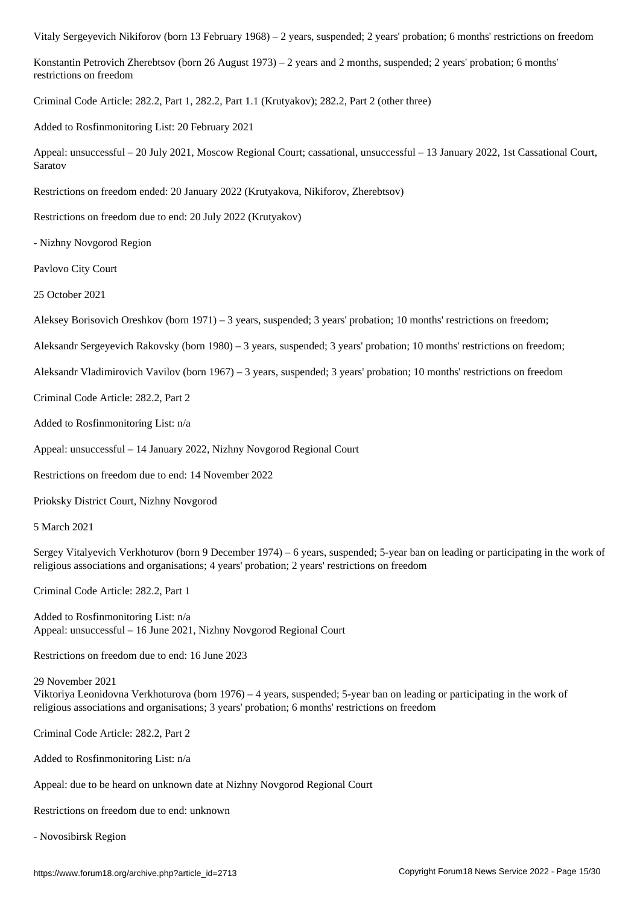Vitaly Sergeyevich Nikiforov (born 13 February 1968) – 2 years, suspended; 2 years' probation; 6 months' restrictions on freedom

Konstantin Petrovich Zherebtsov (born 26 August 1973) – 2 years and 2 months, suspended; 2 years' probation; 6 months' restrictions on freedom

Criminal Code Article: 282.2, Part 1, 282.2, Part 1.1 (Krutyakov); 282.2, Part 2 (other three)

Added to Rosfinmonitoring List: 20 February 2021

Appeal: unsuccessful – 20 July 2021, Moscow Regional Court; cassational, unsuccessful – 13 January 2022, 1st Cassational Court, Saratov

Restrictions on freedom ended: 20 January 2022 (Krutyakova, Nikiforov, Zherebtsov)

Restrictions on freedom due to end: 20 July 2022 (Krutyakov)

- Nizhny Novgorod Region

Pavlovo City Court

25 October 2021

Aleksey Borisovich Oreshkov (born 1971) – 3 years, suspended; 3 years' probation; 10 months' restrictions on freedom;

Aleksandr Sergeyevich Rakovsky (born 1980) – 3 years, suspended; 3 years' probation; 10 months' restrictions on freedom;

Aleksandr Vladimirovich Vavilov (born 1967) – 3 years, suspended; 3 years' probation; 10 months' restrictions on freedom

Criminal Code Article: 282.2, Part 2

Added to Rosfinmonitoring List: n/a

Appeal: unsuccessful – 14 January 2022, Nizhny Novgorod Regional Court

Restrictions on freedom due to end: 14 November 2022

Prioksky District Court, Nizhny Novgorod

5 March 2021

Sergey Vitalyevich Verkhoturov (born 9 December 1974) – 6 years, suspended; 5-year ban on leading or participating in the work of religious associations and organisations; 4 years' probation; 2 years' restrictions on freedom

Criminal Code Article: 282.2, Part 1

Added to Rosfinmonitoring List: n/a
Appeal: unsuccessful – 16 June 2021, Nizhny Novgorod Regional Court

Restrictions on freedom due to end: 16 June 2023

29 November 2021
Viktoriya Leonidovna Verkhoturova (born 1976) – 4 years, suspended; 5-year ban on leading or participating in the work of religious associations and organisations; 3 years' probation; 6 months' restrictions on freedom

Criminal Code Article: 282.2, Part 2

Added to Rosfinmonitoring List: n/a

Appeal: due to be heard on unknown date at Nizhny Novgorod Regional Court

Restrictions on freedom due to end: unknown

- Novosibirsk Region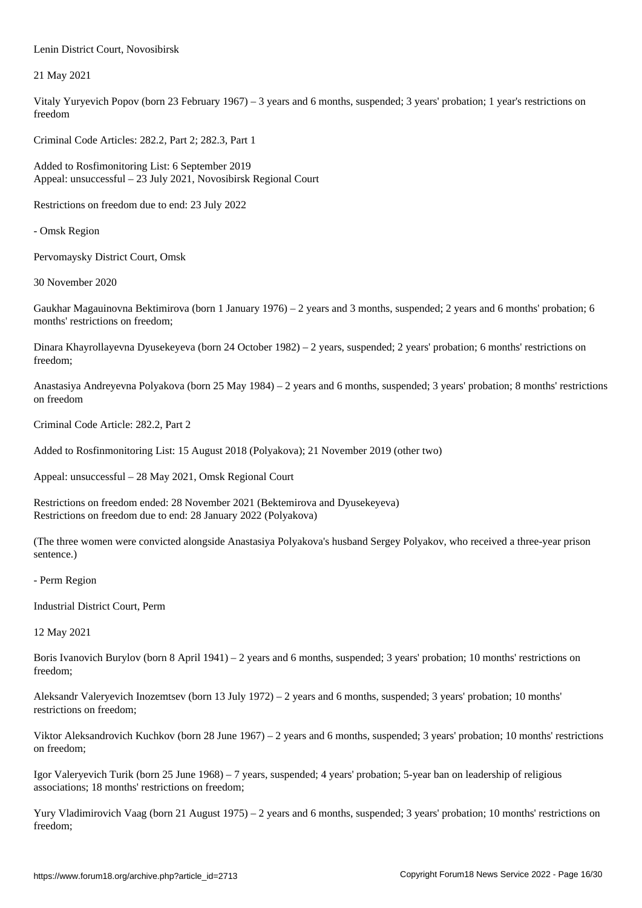Lenin District Court, Novosibirsk

21 May 2021

Vitaly Yuryevich Popov (born 23 February 1967) – 3 years and 6 months, suspended; 3 years' probation; 1 year's restrictions on freedom

Criminal Code Articles: 282.2, Part 2; 282.3, Part 1

Added to Rosfimonitoring List: 6 September 2019
Appeal: unsuccessful – 23 July 2021, Novosibirsk Regional Court

Restrictions on freedom due to end: 23 July 2022

- Omsk Region

Pervomaysky District Court, Omsk

30 November 2020

Gaukhar Magauinovna Bektimirova (born 1 January 1976) – 2 years and 3 months, suspended; 2 years and 6 months' probation; 6 months' restrictions on freedom;

Dinara Khayrollayevna Dyusekeyeva (born 24 October 1982) – 2 years, suspended; 2 years' probation; 6 months' restrictions on freedom;

Anastasiya Andreyevna Polyakova (born 25 May 1984) – 2 years and 6 months, suspended; 3 years' probation; 8 months' restrictions on freedom

Criminal Code Article: 282.2, Part 2

Added to Rosfinmonitoring List: 15 August 2018 (Polyakova); 21 November 2019 (other two)

Appeal: unsuccessful – 28 May 2021, Omsk Regional Court

Restrictions on freedom ended: 28 November 2021 (Bektemirova and Dyusekeyeva)
Restrictions on freedom due to end: 28 January 2022 (Polyakova)

(The three women were convicted alongside Anastasiya Polyakova's husband Sergey Polyakov, who received a three-year prison sentence.)

- Perm Region

Industrial District Court, Perm

12 May 2021

Boris Ivanovich Burylov (born 8 April 1941) – 2 years and 6 months, suspended; 3 years' probation; 10 months' restrictions on freedom;

Aleksandr Valeryevich Inozemtsev (born 13 July 1972) – 2 years and 6 months, suspended; 3 years' probation; 10 months' restrictions on freedom;

Viktor Aleksandrovich Kuchkov (born 28 June 1967) – 2 years and 6 months, suspended; 3 years' probation; 10 months' restrictions on freedom;

Igor Valeryevich Turik (born 25 June 1968) – 7 years, suspended; 4 years' probation; 5-year ban on leadership of religious associations; 18 months' restrictions on freedom;

Yury Vladimirovich Vaag (born 21 August 1975) – 2 years and 6 months, suspended; 3 years' probation; 10 months' restrictions on freedom;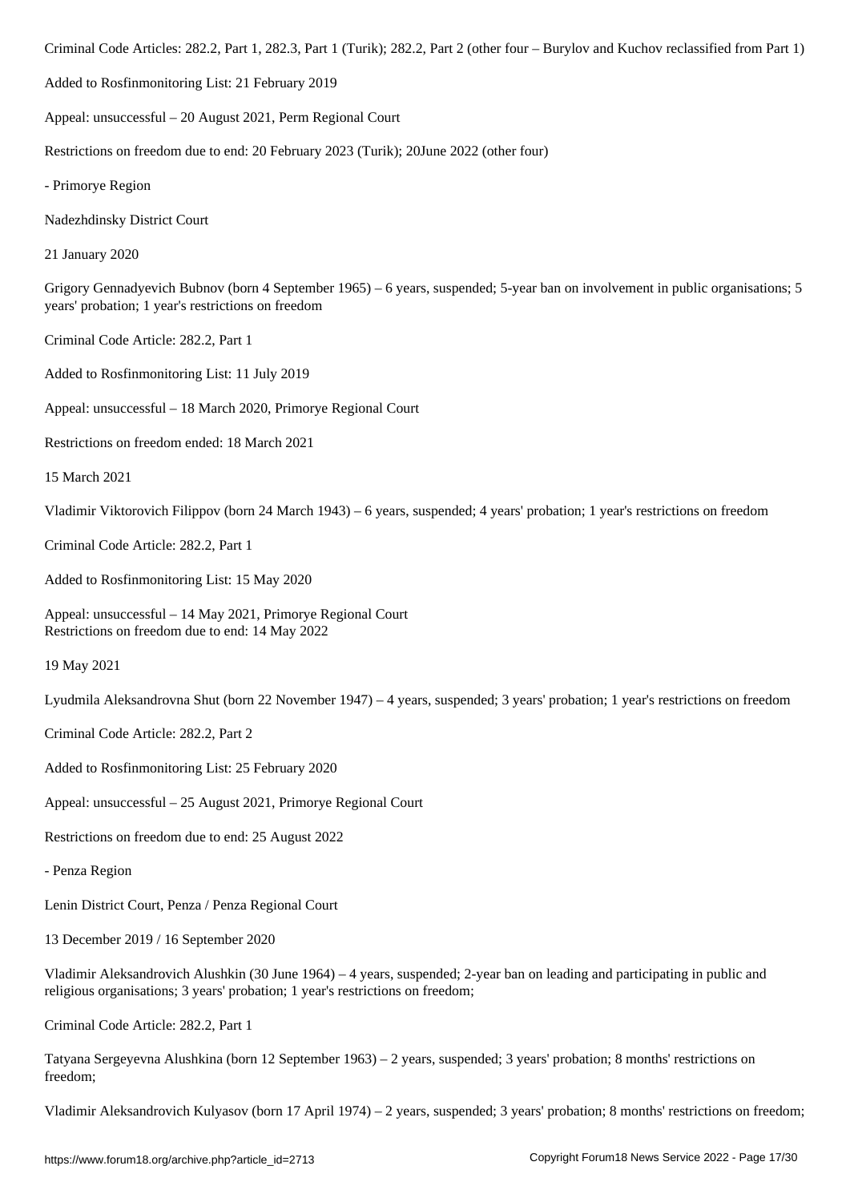Criminal Code Articles: 282.2, Part 1, 282.3, Part 1 (Turik); 282.2, Part 2 (other four – Burylov and Kuchov reclassified from Part 1)

Added to Rosfinmonitoring List: 21 February 2019

Appeal: unsuccessful – 20 August 2021, Perm Regional Court

Restrictions on freedom due to end: 20 February 2023 (Turik); 20June 2022 (other four)

- Primorye Region

Nadezhdinsky District Court

21 January 2020

Grigory Gennadyevich Bubnov (born 4 September 1965) – 6 years, suspended; 5-year ban on involvement in public organisations; 5 years' probation; 1 year's restrictions on freedom

Criminal Code Article: 282.2, Part 1

Added to Rosfinmonitoring List: 11 July 2019

Appeal: unsuccessful – 18 March 2020, Primorye Regional Court

Restrictions on freedom ended: 18 March 2021

15 March 2021

Vladimir Viktorovich Filippov (born 24 March 1943) – 6 years, suspended; 4 years' probation; 1 year's restrictions on freedom

Criminal Code Article: 282.2, Part 1

Added to Rosfinmonitoring List: 15 May 2020

Appeal: unsuccessful – 14 May 2021, Primorye Regional Court
Restrictions on freedom due to end: 14 May 2022

19 May 2021

Lyudmila Aleksandrovna Shut (born 22 November 1947) – 4 years, suspended; 3 years' probation; 1 year's restrictions on freedom

Criminal Code Article: 282.2, Part 2

Added to Rosfinmonitoring List: 25 February 2020

Appeal: unsuccessful – 25 August 2021, Primorye Regional Court

Restrictions on freedom due to end: 25 August 2022

- Penza Region

Lenin District Court, Penza / Penza Regional Court

13 December 2019 / 16 September 2020

Vladimir Aleksandrovich Alushkin (30 June 1964) – 4 years, suspended; 2-year ban on leading and participating in public and religious organisations; 3 years' probation; 1 year's restrictions on freedom;

Criminal Code Article: 282.2, Part 1

Tatyana Sergeyevna Alushkina (born 12 September 1963) – 2 years, suspended; 3 years' probation; 8 months' restrictions on freedom;

Vladimir Aleksandrovich Kulyasov (born 17 April 1974) – 2 years, suspended; 3 years' probation; 8 months' restrictions on freedom;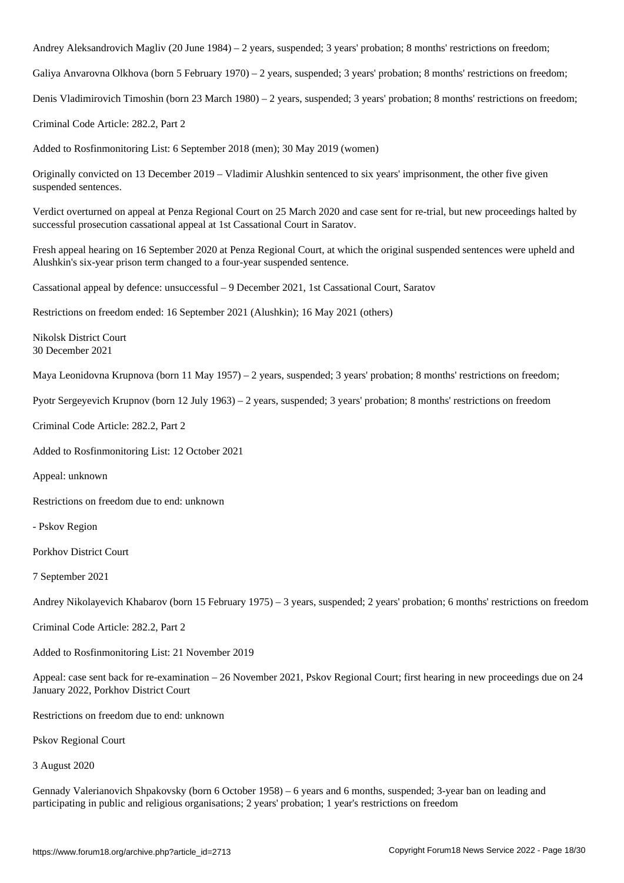Andrey Aleksandrovich Magliv (20 June 1984) – 2 years, suspended; 3 years' probation; 8 months' restrictions on freedom;

Galiya Anvarovna Olkhova (born 5 February 1970) – 2 years, suspended; 3 years' probation; 8 months' restrictions on freedom;

Denis Vladimirovich Timoshin (born 23 March 1980) – 2 years, suspended; 3 years' probation; 8 months' restrictions on freedom;

Criminal Code Article: 282.2, Part 2

Added to Rosfinmonitoring List: 6 September 2018 (men); 30 May 2019 (women)

Originally convicted on 13 December 2019 – Vladimir Alushkin sentenced to six years' imprisonment, the other five given suspended sentences.

Verdict overturned on appeal at Penza Regional Court on 25 March 2020 and case sent for re-trial, but new proceedings halted by successful prosecution cassational appeal at 1st Cassational Court in Saratov.

Fresh appeal hearing on 16 September 2020 at Penza Regional Court, at which the original suspended sentences were upheld and Alushkin's six-year prison term changed to a four-year suspended sentence.

Cassational appeal by defence: unsuccessful – 9 December 2021, 1st Cassational Court, Saratov

Restrictions on freedom ended: 16 September 2021 (Alushkin); 16 May 2021 (others)

Nikolsk District Court
30 December 2021

Maya Leonidovna Krupnova (born 11 May 1957) – 2 years, suspended; 3 years' probation; 8 months' restrictions on freedom;

Pyotr Sergeyevich Krupnov (born 12 July 1963) – 2 years, suspended; 3 years' probation; 8 months' restrictions on freedom

Criminal Code Article: 282.2, Part 2

Added to Rosfinmonitoring List: 12 October 2021

Appeal: unknown

Restrictions on freedom due to end: unknown

- Pskov Region

Porkhov District Court

7 September 2021

Andrey Nikolayevich Khabarov (born 15 February 1975) – 3 years, suspended; 2 years' probation; 6 months' restrictions on freedom

Criminal Code Article: 282.2, Part 2

Added to Rosfinmonitoring List: 21 November 2019

Appeal: case sent back for re-examination – 26 November 2021, Pskov Regional Court; first hearing in new proceedings due on 24 January 2022, Porkhov District Court

Restrictions on freedom due to end: unknown

Pskov Regional Court

3 August 2020

Gennady Valerianovich Shpakovsky (born 6 October 1958) – 6 years and 6 months, suspended; 3-year ban on leading and participating in public and religious organisations; 2 years' probation; 1 year's restrictions on freedom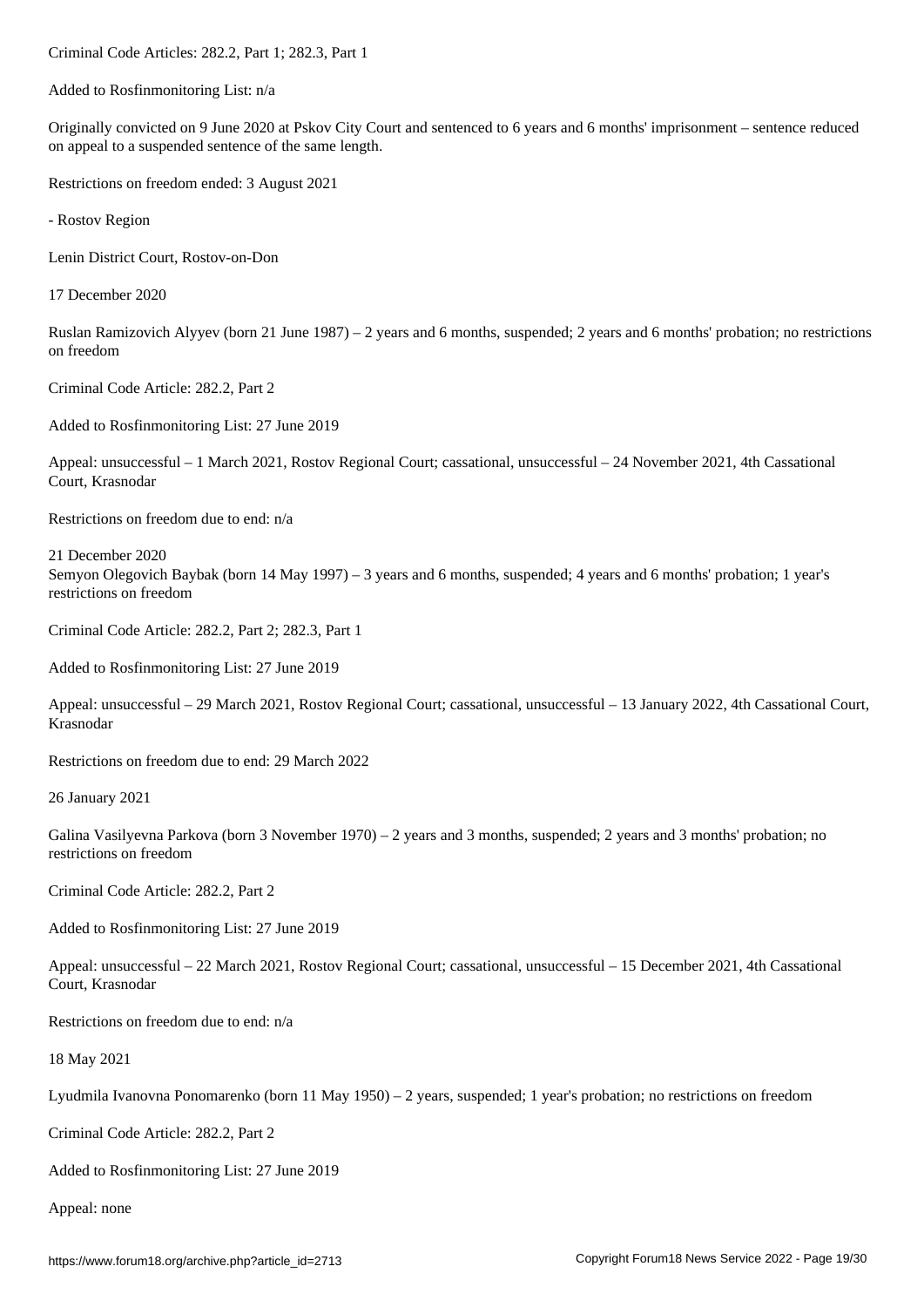Criminal Code Articles: 282.2, Part 1; 282.3, Part 1

Added to Rosfinmonitoring List: n/a

Originally convicted on 9 June 2020 at Pskov City Court and sentenced to 6 years and 6 months' imprisonment – sentence reduced on appeal to a suspended sentence of the same length.

Restrictions on freedom ended: 3 August 2021

- Rostov Region

Lenin District Court, Rostov-on-Don

17 December 2020

Ruslan Ramizovich Alyyev (born 21 June 1987) – 2 years and 6 months, suspended; 2 years and 6 months' probation; no restrictions on freedom

Criminal Code Article: 282.2, Part 2

Added to Rosfinmonitoring List: 27 June 2019

Appeal: unsuccessful – 1 March 2021, Rostov Regional Court; cassational, unsuccessful – 24 November 2021, 4th Cassational Court, Krasnodar

Restrictions on freedom due to end: n/a

21 December 2020
Semyon Olegovich Baybak (born 14 May 1997) – 3 years and 6 months, suspended; 4 years and 6 months' probation; 1 year's restrictions on freedom

Criminal Code Article: 282.2, Part 2; 282.3, Part 1

Added to Rosfinmonitoring List: 27 June 2019

Appeal: unsuccessful – 29 March 2021, Rostov Regional Court; cassational, unsuccessful – 13 January 2022, 4th Cassational Court, Krasnodar

Restrictions on freedom due to end: 29 March 2022

26 January 2021

Galina Vasilyevna Parkova (born 3 November 1970) – 2 years and 3 months, suspended; 2 years and 3 months' probation; no restrictions on freedom

Criminal Code Article: 282.2, Part 2

Added to Rosfinmonitoring List: 27 June 2019

Appeal: unsuccessful – 22 March 2021, Rostov Regional Court; cassational, unsuccessful – 15 December 2021, 4th Cassational Court, Krasnodar

Restrictions on freedom due to end: n/a

18 May 2021

Lyudmila Ivanovna Ponomarenko (born 11 May 1950) – 2 years, suspended; 1 year's probation; no restrictions on freedom

Criminal Code Article: 282.2, Part 2

Added to Rosfinmonitoring List: 27 June 2019

Appeal: none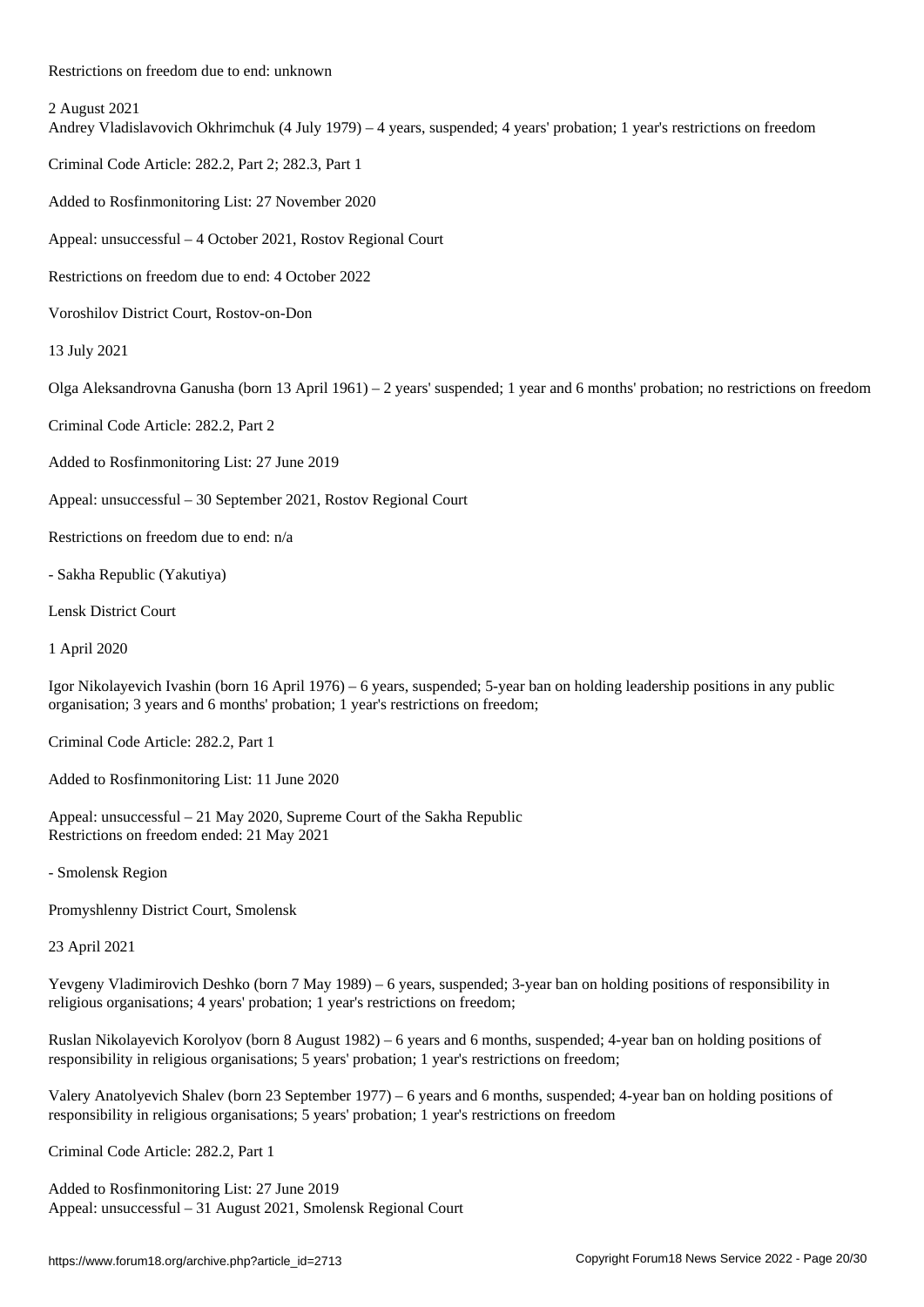Restrictions on freedom due to end: unknown

2 August 2021
Andrey Vladislavovich Okhrimchuk (4 July 1979) – 4 years, suspended; 4 years' probation; 1 year's restrictions on freedom

Criminal Code Article: 282.2, Part 2; 282.3, Part 1

Added to Rosfinmonitoring List: 27 November 2020

Appeal: unsuccessful – 4 October 2021, Rostov Regional Court

Restrictions on freedom due to end: 4 October 2022

Voroshilov District Court, Rostov-on-Don

13 July 2021

Olga Aleksandrovna Ganusha (born 13 April 1961) – 2 years' suspended; 1 year and 6 months' probation; no restrictions on freedom

Criminal Code Article: 282.2, Part 2

Added to Rosfinmonitoring List: 27 June 2019

Appeal: unsuccessful – 30 September 2021, Rostov Regional Court

Restrictions on freedom due to end: n/a

- Sakha Republic (Yakutiya)

Lensk District Court

1 April 2020

Igor Nikolayevich Ivashin (born 16 April 1976) – 6 years, suspended; 5-year ban on holding leadership positions in any public organisation; 3 years and 6 months' probation; 1 year's restrictions on freedom;

Criminal Code Article: 282.2, Part 1

Added to Rosfinmonitoring List: 11 June 2020

Appeal: unsuccessful – 21 May 2020, Supreme Court of the Sakha Republic
Restrictions on freedom ended: 21 May 2021

- Smolensk Region

Promyshlenny District Court, Smolensk

23 April 2021

Yevgeny Vladimirovich Deshko (born 7 May 1989) – 6 years, suspended; 3-year ban on holding positions of responsibility in religious organisations; 4 years' probation; 1 year's restrictions on freedom;

Ruslan Nikolayevich Korolyov (born 8 August 1982) – 6 years and 6 months, suspended; 4-year ban on holding positions of responsibility in religious organisations; 5 years' probation; 1 year's restrictions on freedom;

Valery Anatolyevich Shalev (born 23 September 1977) – 6 years and 6 months, suspended; 4-year ban on holding positions of responsibility in religious organisations; 5 years' probation; 1 year's restrictions on freedom

Criminal Code Article: 282.2, Part 1

Added to Rosfinmonitoring List: 27 June 2019
Appeal: unsuccessful – 31 August 2021, Smolensk Regional Court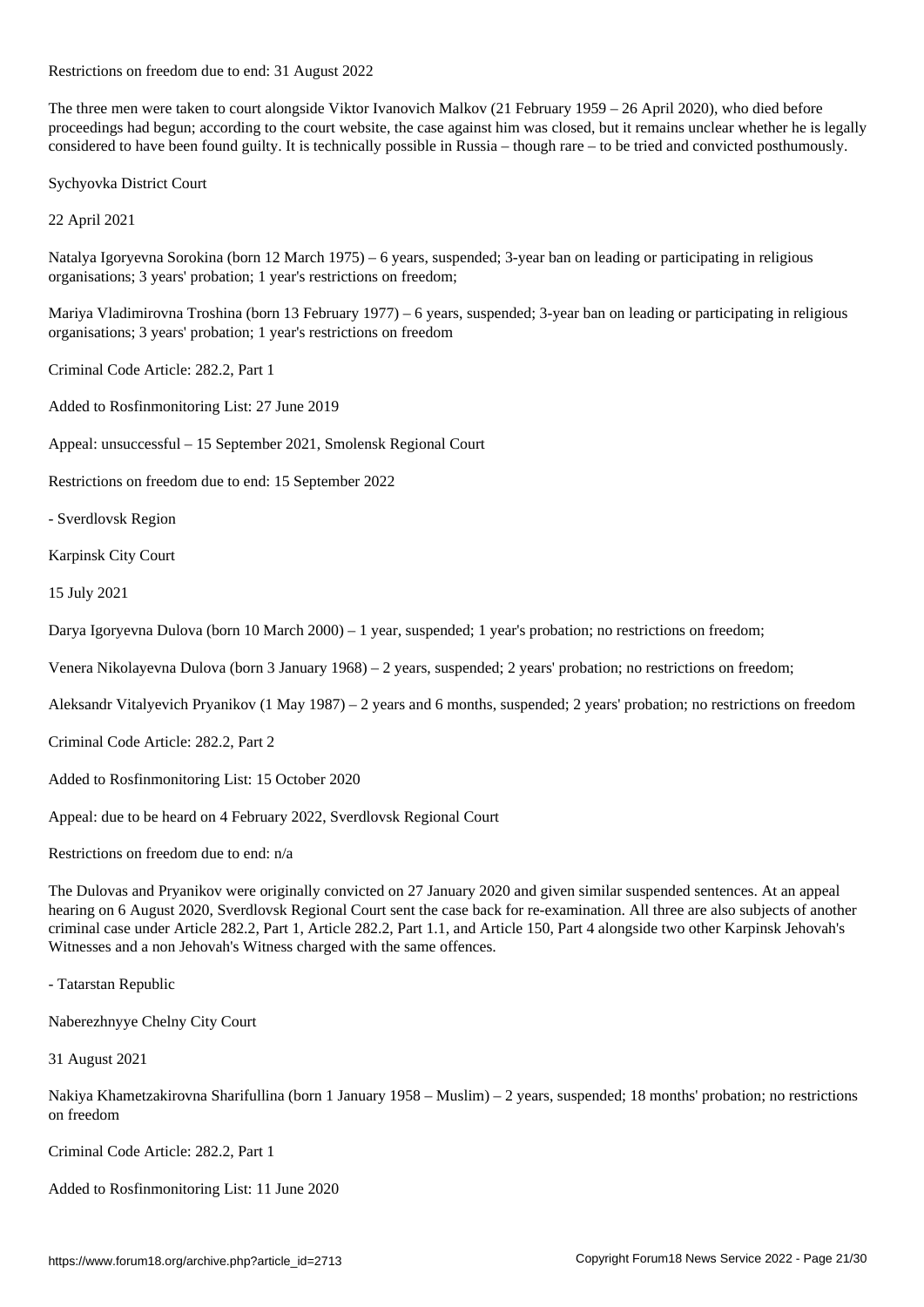Restrictions on freedom due to end: 31 August 2022

The three men were taken to court alongside Viktor Ivanovich Malkov (21 February 1959 – 26 April 2020), who died before proceedings had begun; according to the court website, the case against him was closed, but it remains unclear whether he is legally considered to have been found guilty. It is technically possible in Russia – though rare – to be tried and convicted posthumously.

Sychyovka District Court

22 April 2021

Natalya Igoryevna Sorokina (born 12 March 1975) – 6 years, suspended; 3-year ban on leading or participating in religious organisations; 3 years' probation; 1 year's restrictions on freedom;

Mariya Vladimirovna Troshina (born 13 February 1977) – 6 years, suspended; 3-year ban on leading or participating in religious organisations; 3 years' probation; 1 year's restrictions on freedom

Criminal Code Article: 282.2, Part 1

Added to Rosfinmonitoring List: 27 June 2019

Appeal: unsuccessful – 15 September 2021, Smolensk Regional Court

Restrictions on freedom due to end: 15 September 2022

- Sverdlovsk Region

Karpinsk City Court

15 July 2021

Darya Igoryevna Dulova (born 10 March 2000) – 1 year, suspended; 1 year's probation; no restrictions on freedom;

Venera Nikolayevna Dulova (born 3 January 1968) – 2 years, suspended; 2 years' probation; no restrictions on freedom;

Aleksandr Vitalyevich Pryanikov (1 May 1987) – 2 years and 6 months, suspended; 2 years' probation; no restrictions on freedom

Criminal Code Article: 282.2, Part 2

Added to Rosfinmonitoring List: 15 October 2020

Appeal: due to be heard on 4 February 2022, Sverdlovsk Regional Court

Restrictions on freedom due to end: n/a

The Dulovas and Pryanikov were originally convicted on 27 January 2020 and given similar suspended sentences. At an appeal hearing on 6 August 2020, Sverdlovsk Regional Court sent the case back for re-examination. All three are also subjects of another criminal case under Article 282.2, Part 1, Article 282.2, Part 1.1, and Article 150, Part 4 alongside two other Karpinsk Jehovah's Witnesses and a non Jehovah's Witness charged with the same offences.

- Tatarstan Republic

Naberezhnyye Chelny City Court

31 August 2021

Nakiya Khametzakirovna Sharifullina (born 1 January 1958 – Muslim) – 2 years, suspended; 18 months' probation; no restrictions on freedom

Criminal Code Article: 282.2, Part 1

Added to Rosfinmonitoring List: 11 June 2020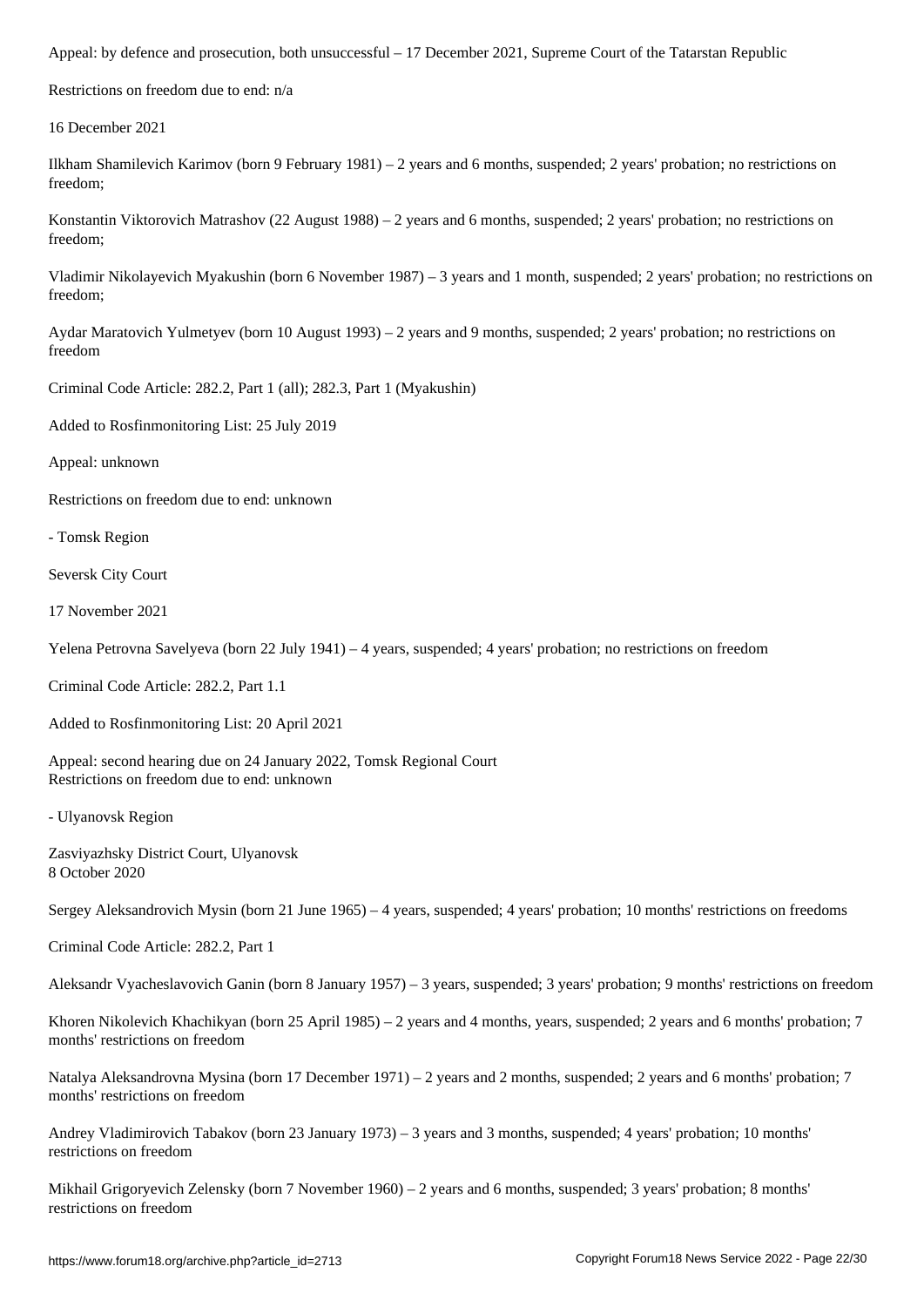Appeal: by defence and prosecution, both unsuccessful – 17 December 2021, Supreme Court of the Tatarstan Republic

Restrictions on freedom due to end: n/a

16 December 2021

Ilkham Shamilevich Karimov (born 9 February 1981) – 2 years and 6 months, suspended; 2 years' probation; no restrictions on freedom;

Konstantin Viktorovich Matrashov (22 August 1988) – 2 years and 6 months, suspended; 2 years' probation; no restrictions on freedom;

Vladimir Nikolayevich Myakushin (born 6 November 1987) – 3 years and 1 month, suspended; 2 years' probation; no restrictions on freedom;

Aydar Maratovich Yulmetyev (born 10 August 1993) – 2 years and 9 months, suspended; 2 years' probation; no restrictions on freedom

Criminal Code Article: 282.2, Part 1 (all); 282.3, Part 1 (Myakushin)

Added to Rosfinmonitoring List: 25 July 2019

Appeal: unknown

Restrictions on freedom due to end: unknown

- Tomsk Region

Seversk City Court

17 November 2021

Yelena Petrovna Savelyeva (born 22 July 1941) – 4 years, suspended; 4 years' probation; no restrictions on freedom

Criminal Code Article: 282.2, Part 1.1

Added to Rosfinmonitoring List: 20 April 2021

Appeal: second hearing due on 24 January 2022, Tomsk Regional Court
Restrictions on freedom due to end: unknown

- Ulyanovsk Region

Zasviyazhsky District Court, Ulyanovsk
8 October 2020

Sergey Aleksandrovich Mysin (born 21 June 1965) – 4 years, suspended; 4 years' probation; 10 months' restrictions on freedoms

Criminal Code Article: 282.2, Part 1

Aleksandr Vyacheslavovich Ganin (born 8 January 1957) – 3 years, suspended; 3 years' probation; 9 months' restrictions on freedom

Khoren Nikolevich Khachikyan (born 25 April 1985) – 2 years and 4 months, years, suspended; 2 years and 6 months' probation; 7 months' restrictions on freedom

Natalya Aleksandrovna Mysina (born 17 December 1971) – 2 years and 2 months, suspended; 2 years and 6 months' probation; 7 months' restrictions on freedom

Andrey Vladimirovich Tabakov (born 23 January 1973) – 3 years and 3 months, suspended; 4 years' probation; 10 months' restrictions on freedom

Mikhail Grigoryevich Zelensky (born 7 November 1960) – 2 years and 6 months, suspended; 3 years' probation; 8 months' restrictions on freedom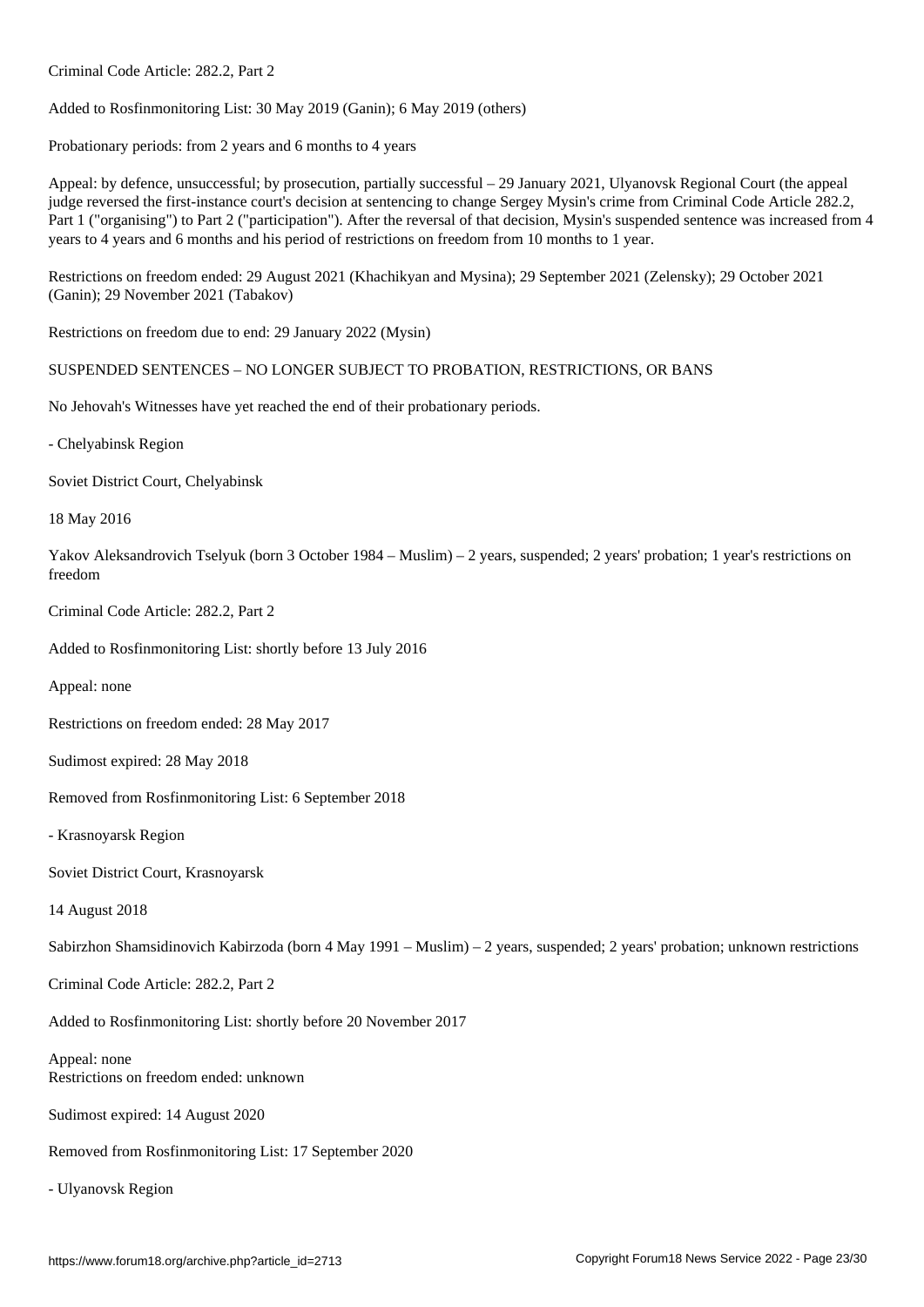Criminal Code Article: 282.2, Part 2

Added to Rosfinmonitoring List: 30 May 2019 (Ganin); 6 May 2019 (others)

Probationary periods: from 2 years and 6 months to 4 years

Appeal: by defence, unsuccessful; by prosecution, partially successful – 29 January 2021, Ulyanovsk Regional Court (the appeal judge reversed the first-instance court's decision at sentencing to change Sergey Mysin's crime from Criminal Code Article 282.2, Part 1 ("organising") to Part 2 ("participation"). After the reversal of that decision, Mysin's suspended sentence was increased from 4 years to 4 years and 6 months and his period of restrictions on freedom from 10 months to 1 year.

Restrictions on freedom ended: 29 August 2021 (Khachikyan and Mysina); 29 September 2021 (Zelensky); 29 October 2021 (Ganin); 29 November 2021 (Tabakov)

Restrictions on freedom due to end: 29 January 2022 (Mysin)

SUSPENDED SENTENCES – NO LONGER SUBJECT TO PROBATION, RESTRICTIONS, OR BANS

No Jehovah's Witnesses have yet reached the end of their probationary periods.

- Chelyabinsk Region

Soviet District Court, Chelyabinsk

18 May 2016

Yakov Aleksandrovich Tselyuk (born 3 October 1984 – Muslim) – 2 years, suspended; 2 years' probation; 1 year's restrictions on freedom

Criminal Code Article: 282.2, Part 2

Added to Rosfinmonitoring List: shortly before 13 July 2016

Appeal: none

Restrictions on freedom ended: 28 May 2017

Sudimost expired: 28 May 2018

Removed from Rosfinmonitoring List: 6 September 2018

- Krasnoyarsk Region

Soviet District Court, Krasnoyarsk

14 August 2018

Sabirzhon Shamsidinovich Kabirzoda (born 4 May 1991 – Muslim) – 2 years, suspended; 2 years' probation; unknown restrictions

Criminal Code Article: 282.2, Part 2

Added to Rosfinmonitoring List: shortly before 20 November 2017

Appeal: none
Restrictions on freedom ended: unknown

Sudimost expired: 14 August 2020

Removed from Rosfinmonitoring List: 17 September 2020

- Ulyanovsk Region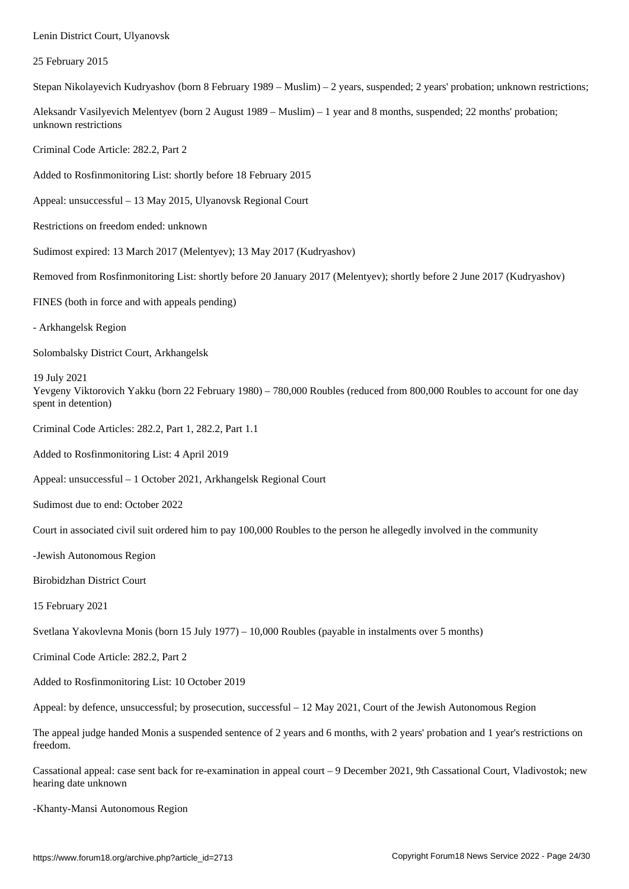Lenin District Court, Ulyanovsk

25 February 2015

Stepan Nikolayevich Kudryashov (born 8 February 1989 – Muslim) – 2 years, suspended; 2 years' probation; unknown restrictions;

Aleksandr Vasilyevich Melentyev (born 2 August 1989 – Muslim) – 1 year and 8 months, suspended; 22 months' probation; unknown restrictions

Criminal Code Article: 282.2, Part 2

Added to Rosfinmonitoring List: shortly before 18 February 2015

Appeal: unsuccessful – 13 May 2015, Ulyanovsk Regional Court

Restrictions on freedom ended: unknown

Sudimost expired: 13 March 2017 (Melentyev); 13 May 2017 (Kudryashov)

Removed from Rosfinmonitoring List: shortly before 20 January 2017 (Melentyev); shortly before 2 June 2017 (Kudryashov)

FINES (both in force and with appeals pending)

- Arkhangelsk Region

Solombalsky District Court, Arkhangelsk

19 July 2021
Yevgeny Viktorovich Yakku (born 22 February 1980) – 780,000 Roubles (reduced from 800,000 Roubles to account for one day spent in detention)

Criminal Code Articles: 282.2, Part 1, 282.2, Part 1.1

Added to Rosfinmonitoring List: 4 April 2019

Appeal: unsuccessful – 1 October 2021, Arkhangelsk Regional Court

Sudimost due to end: October 2022

Court in associated civil suit ordered him to pay 100,000 Roubles to the person he allegedly involved in the community

-Jewish Autonomous Region

Birobidzhan District Court

15 February 2021

Svetlana Yakovlevna Monis (born 15 July 1977) – 10,000 Roubles (payable in instalments over 5 months)

Criminal Code Article: 282.2, Part 2

Added to Rosfinmonitoring List: 10 October 2019

Appeal: by defence, unsuccessful; by prosecution, successful – 12 May 2021, Court of the Jewish Autonomous Region

The appeal judge handed Monis a suspended sentence of 2 years and 6 months, with 2 years' probation and 1 year's restrictions on freedom.

Cassational appeal: case sent back for re-examination in appeal court – 9 December 2021, 9th Cassational Court, Vladivostok; new hearing date unknown

-Khanty-Mansi Autonomous Region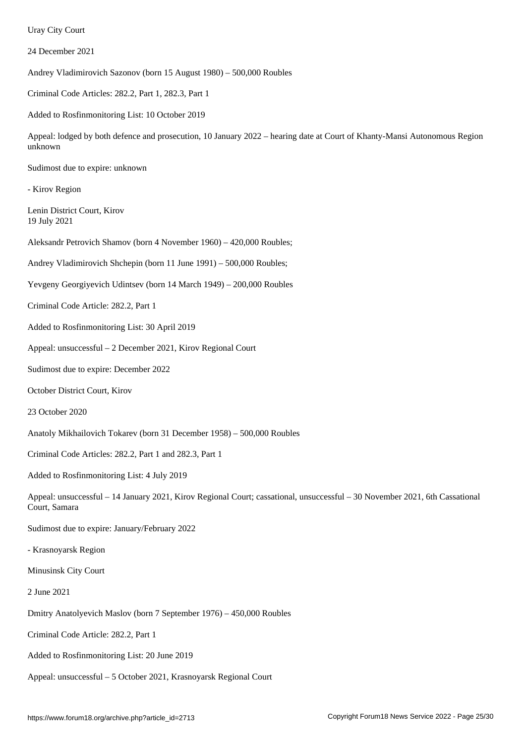Uray City Court

24 December 2021

Andrey Vladimirovich Sazonov (born 15 August 1980) – 500,000 Roubles

Criminal Code Articles: 282.2, Part 1, 282.3, Part 1

Added to Rosfinmonitoring List: 10 October 2019

Appeal: lodged by both defence and prosecution, 10 January 2022 – hearing date at Court of Khanty-Mansi Autonomous Region unknown

Sudimost due to expire: unknown

- Kirov Region

Lenin District Court, Kirov
19 July 2021

Aleksandr Petrovich Shamov (born 4 November 1960) – 420,000 Roubles;

Andrey Vladimirovich Shchepin (born 11 June 1991) – 500,000 Roubles;

Yevgeny Georgiyevich Udintsev (born 14 March 1949) – 200,000 Roubles

Criminal Code Article: 282.2, Part 1

Added to Rosfinmonitoring List: 30 April 2019

Appeal: unsuccessful – 2 December 2021, Kirov Regional Court

Sudimost due to expire: December 2022

October District Court, Kirov

23 October 2020

Anatoly Mikhailovich Tokarev (born 31 December 1958) – 500,000 Roubles

Criminal Code Articles: 282.2, Part 1 and 282.3, Part 1

Added to Rosfinmonitoring List: 4 July 2019

Appeal: unsuccessful – 14 January 2021, Kirov Regional Court; cassational, unsuccessful – 30 November 2021, 6th Cassational Court, Samara

Sudimost due to expire: January/February 2022

- Krasnoyarsk Region

Minusinsk City Court

2 June 2021

Dmitry Anatolyevich Maslov (born 7 September 1976) – 450,000 Roubles

Criminal Code Article: 282.2, Part 1

Added to Rosfinmonitoring List: 20 June 2019

Appeal: unsuccessful – 5 October 2021, Krasnoyarsk Regional Court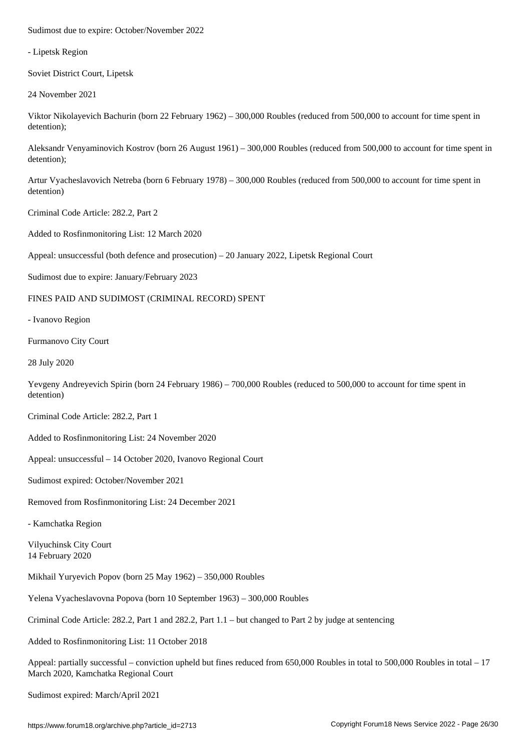Sudimost due to expire: October/November 2022

- Lipetsk Region

Soviet District Court, Lipetsk

24 November 2021

Viktor Nikolayevich Bachurin (born 22 February 1962) – 300,000 Roubles (reduced from 500,000 to account for time spent in detention);

Aleksandr Venyaminovich Kostrov (born 26 August 1961) – 300,000 Roubles (reduced from 500,000 to account for time spent in detention);

Artur Vyacheslavovich Netreba (born 6 February 1978) – 300,000 Roubles (reduced from 500,000 to account for time spent in detention)

Criminal Code Article: 282.2, Part 2

Added to Rosfinmonitoring List: 12 March 2020

Appeal: unsuccessful (both defence and prosecution) – 20 January 2022, Lipetsk Regional Court

Sudimost due to expire: January/February 2023

FINES PAID AND SUDIMOST (CRIMINAL RECORD) SPENT

- Ivanovo Region

Furmanovo City Court

28 July 2020

Yevgeny Andreyevich Spirin (born 24 February 1986) – 700,000 Roubles (reduced to 500,000 to account for time spent in detention)

Criminal Code Article: 282.2, Part 1

Added to Rosfinmonitoring List: 24 November 2020

Appeal: unsuccessful – 14 October 2020, Ivanovo Regional Court

Sudimost expired: October/November 2021

Removed from Rosfinmonitoring List: 24 December 2021

- Kamchatka Region

Vilyuchinsk City Court
14 February 2020

Mikhail Yuryevich Popov (born 25 May 1962) – 350,000 Roubles

Yelena Vyacheslavovna Popova (born 10 September 1963) – 300,000 Roubles

Criminal Code Article: 282.2, Part 1 and 282.2, Part 1.1 – but changed to Part 2 by judge at sentencing

Added to Rosfinmonitoring List: 11 October 2018

Appeal: partially successful – conviction upheld but fines reduced from 650,000 Roubles in total to 500,000 Roubles in total – 17 March 2020, Kamchatka Regional Court

Sudimost expired: March/April 2021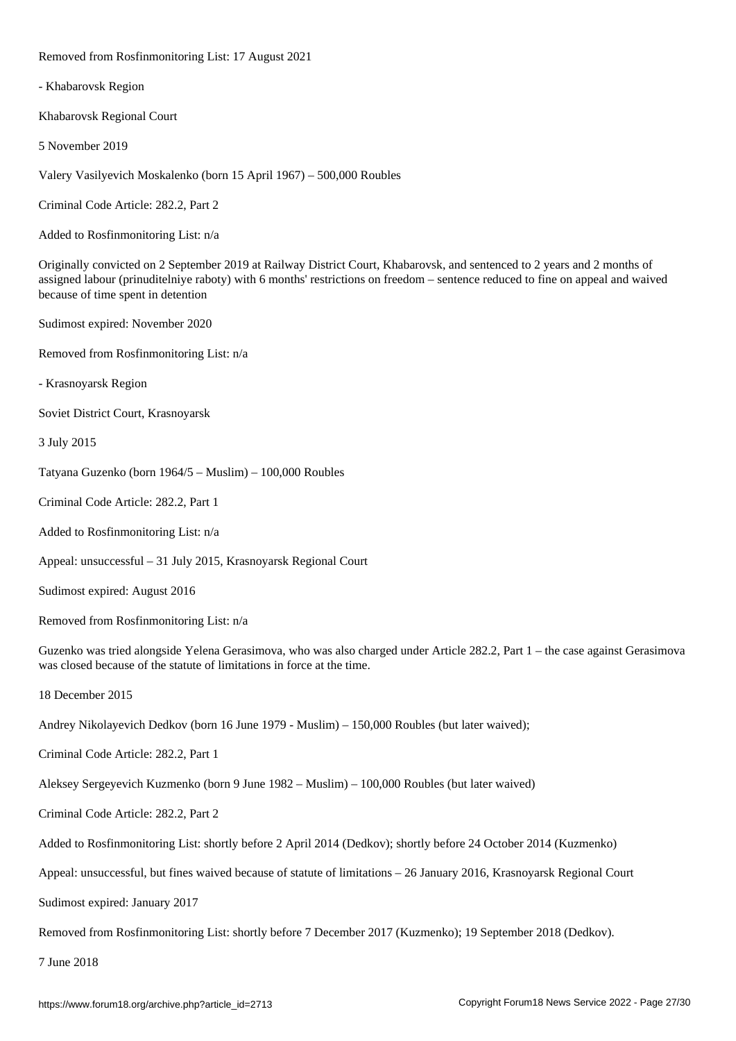Removed from Rosfinmonitoring List: 17 August 2021

- Khabarovsk Region

Khabarovsk Regional Court

5 November 2019

Valery Vasilyevich Moskalenko (born 15 April 1967) – 500,000 Roubles

Criminal Code Article: 282.2, Part 2

Added to Rosfinmonitoring List: n/a

Originally convicted on 2 September 2019 at Railway District Court, Khabarovsk, and sentenced to 2 years and 2 months of assigned labour (prinuditelniye raboty) with 6 months' restrictions on freedom – sentence reduced to fine on appeal and waived because of time spent in detention

Sudimost expired: November 2020

Removed from Rosfinmonitoring List: n/a

- Krasnoyarsk Region

Soviet District Court, Krasnoyarsk

3 July 2015

Tatyana Guzenko (born 1964/5 – Muslim) – 100,000 Roubles

Criminal Code Article: 282.2, Part 1

Added to Rosfinmonitoring List: n/a

Appeal: unsuccessful – 31 July 2015, Krasnoyarsk Regional Court

Sudimost expired: August 2016

Removed from Rosfinmonitoring List: n/a

Guzenko was tried alongside Yelena Gerasimova, who was also charged under Article 282.2, Part 1 – the case against Gerasimova was closed because of the statute of limitations in force at the time.

18 December 2015

Andrey Nikolayevich Dedkov (born 16 June 1979 - Muslim) – 150,000 Roubles (but later waived);

Criminal Code Article: 282.2, Part 1

Aleksey Sergeyevich Kuzmenko (born 9 June 1982 – Muslim) – 100,000 Roubles (but later waived)

Criminal Code Article: 282.2, Part 2

Added to Rosfinmonitoring List: shortly before 2 April 2014 (Dedkov); shortly before 24 October 2014 (Kuzmenko)

Appeal: unsuccessful, but fines waived because of statute of limitations – 26 January 2016, Krasnoyarsk Regional Court

Sudimost expired: January 2017

Removed from Rosfinmonitoring List: shortly before 7 December 2017 (Kuzmenko); 19 September 2018 (Dedkov).

7 June 2018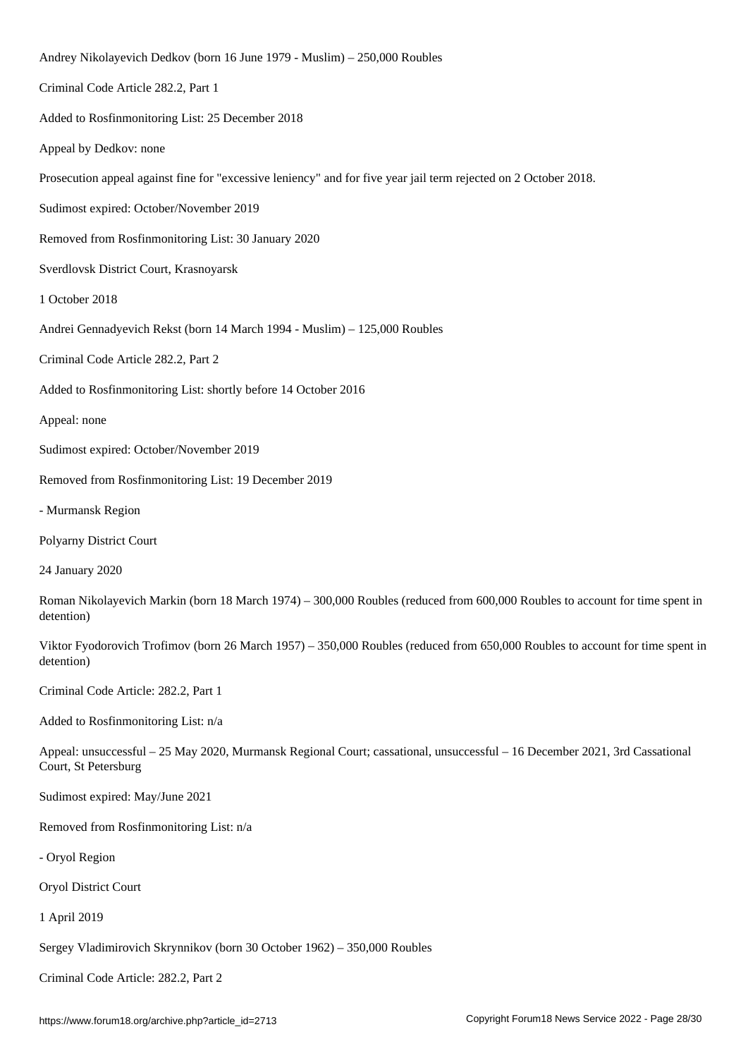Andrey Nikolayevich Dedkov (born 16 June 1979 - Muslim) – 250,000 Roubles

Criminal Code Article 282.2, Part 1

Added to Rosfinmonitoring List: 25 December 2018

Appeal by Dedkov: none

Prosecution appeal against fine for "excessive leniency" and for five year jail term rejected on 2 October 2018.

Sudimost expired: October/November 2019

Removed from Rosfinmonitoring List: 30 January 2020

Sverdlovsk District Court, Krasnoyarsk

1 October 2018

Andrei Gennadyevich Rekst (born 14 March 1994 - Muslim) – 125,000 Roubles

Criminal Code Article 282.2, Part 2

Added to Rosfinmonitoring List: shortly before 14 October 2016

Appeal: none

Sudimost expired: October/November 2019

Removed from Rosfinmonitoring List: 19 December 2019

- Murmansk Region

Polyarny District Court

24 January 2020

Roman Nikolayevich Markin (born 18 March 1974) – 300,000 Roubles (reduced from 600,000 Roubles to account for time spent in detention)

Viktor Fyodorovich Trofimov (born 26 March 1957) – 350,000 Roubles (reduced from 650,000 Roubles to account for time spent in detention)

Criminal Code Article: 282.2, Part 1

Added to Rosfinmonitoring List: n/a

Appeal: unsuccessful – 25 May 2020, Murmansk Regional Court; cassational, unsuccessful – 16 December 2021, 3rd Cassational Court, St Petersburg

Sudimost expired: May/June 2021

Removed from Rosfinmonitoring List: n/a

- Oryol Region

Oryol District Court

1 April 2019

Sergey Vladimirovich Skrynnikov (born 30 October 1962) – 350,000 Roubles

Criminal Code Article: 282.2, Part 2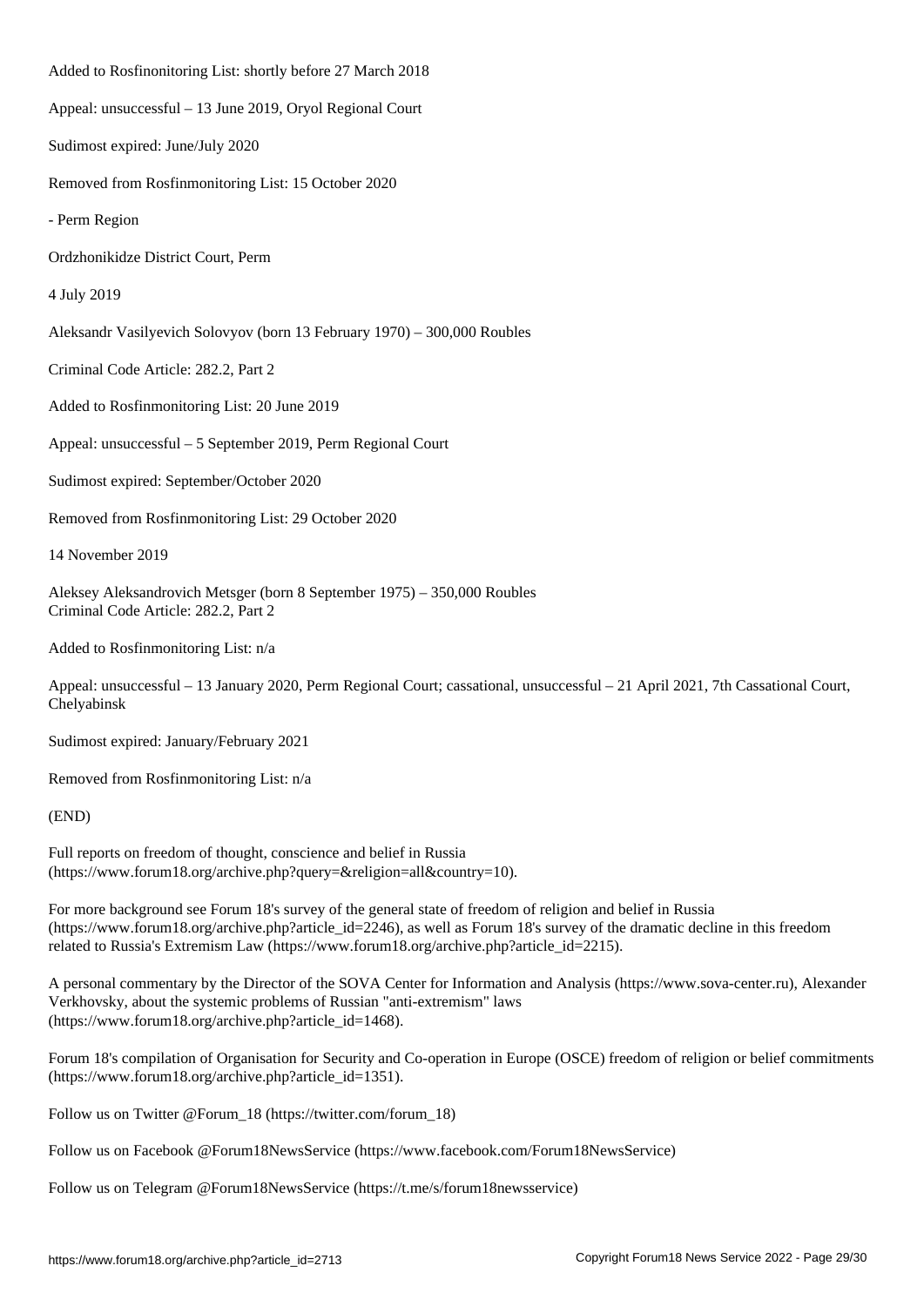Added to Rosfinonitoring List: shortly before 27 March 2018

Appeal: unsuccessful – 13 June 2019, Oryol Regional Court

Sudimost expired: June/July 2020

Removed from Rosfinmonitoring List: 15 October 2020

- Perm Region

Ordzhonikidze District Court, Perm

4 July 2019

Aleksandr Vasilyevich Solovyov (born 13 February 1970) – 300,000 Roubles

Criminal Code Article: 282.2, Part 2

Added to Rosfinmonitoring List: 20 June 2019

Appeal: unsuccessful – 5 September 2019, Perm Regional Court

Sudimost expired: September/October 2020

Removed from Rosfinmonitoring List: 29 October 2020

14 November 2019

Aleksey Aleksandrovich Metsger (born 8 September 1975) – 350,000 Roubles
Criminal Code Article: 282.2, Part 2

Added to Rosfinmonitoring List: n/a

Appeal: unsuccessful – 13 January 2020, Perm Regional Court; cassational, unsuccessful – 21 April 2021, 7th Cassational Court, Chelyabinsk

Sudimost expired: January/February 2021

Removed from Rosfinmonitoring List: n/a

(END)

Full reports on freedom of thought, conscience and belief in Russia (https://www.forum18.org/archive.php?query=&religion=all&country=10).

For more background see Forum 18's survey of the general state of freedom of religion and belief in Russia (https://www.forum18.org/archive.php?article_id=2246), as well as Forum 18's survey of the dramatic decline in this freedom related to Russia's Extremism Law (https://www.forum18.org/archive.php?article_id=2215).

A personal commentary by the Director of the SOVA Center for Information and Analysis (https://www.sova-center.ru), Alexander Verkhovsky, about the systemic problems of Russian "anti-extremism" laws (https://www.forum18.org/archive.php?article_id=1468).

Forum 18's compilation of Organisation for Security and Co-operation in Europe (OSCE) freedom of religion or belief commitments (https://www.forum18.org/archive.php?article_id=1351).

Follow us on Twitter @Forum_18 (https://twitter.com/forum_18)

Follow us on Facebook @Forum18NewsService (https://www.facebook.com/Forum18NewsService)

Follow us on Telegram @Forum18NewsService (https://t.me/s/forum18newsservice)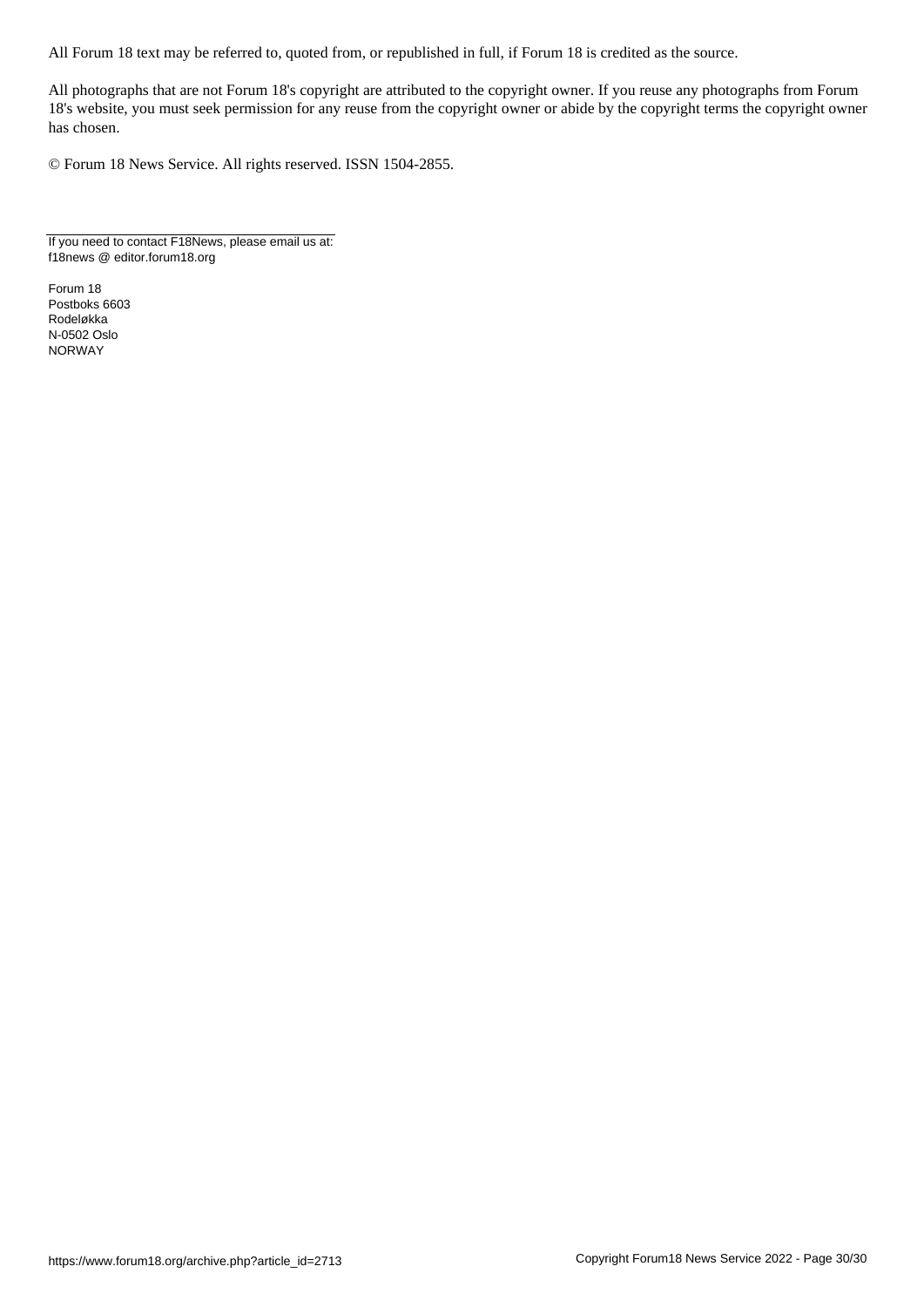All Forum 18 text may be referred to, quoted from, or republished in full, if Forum 18 is credited as the source.

All photographs that are not Forum 18's copyright are attributed to the copyright owner. If you reuse any photographs from Forum 18's website, you must seek permission for any reuse from the copyright owner or abide by the copyright terms the copyright owner has chosen.

© Forum 18 News Service. All rights reserved. ISSN 1504-2855.

If you need to contact F18News, please email us at:
f18news @ editor.forum18.org

Forum 18
Postboks 6603
Rodeløkka
N-0502 Oslo
NORWAY